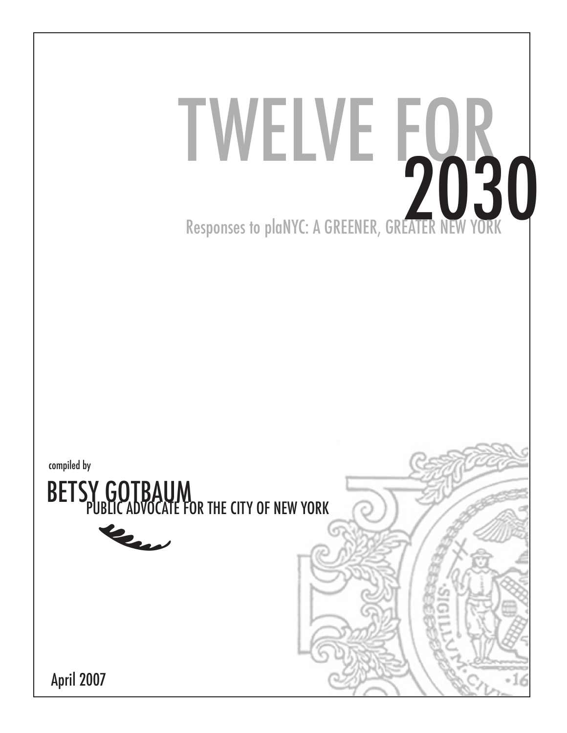# TWELVE FOR 2030

## Responses to plaNYC: A GREENER, GREATER NEW YORK

compiled by

BETSY GOTBAUM
PUBLIC ADVOCATE FOR THE CITY OF NEW YORK

April 2007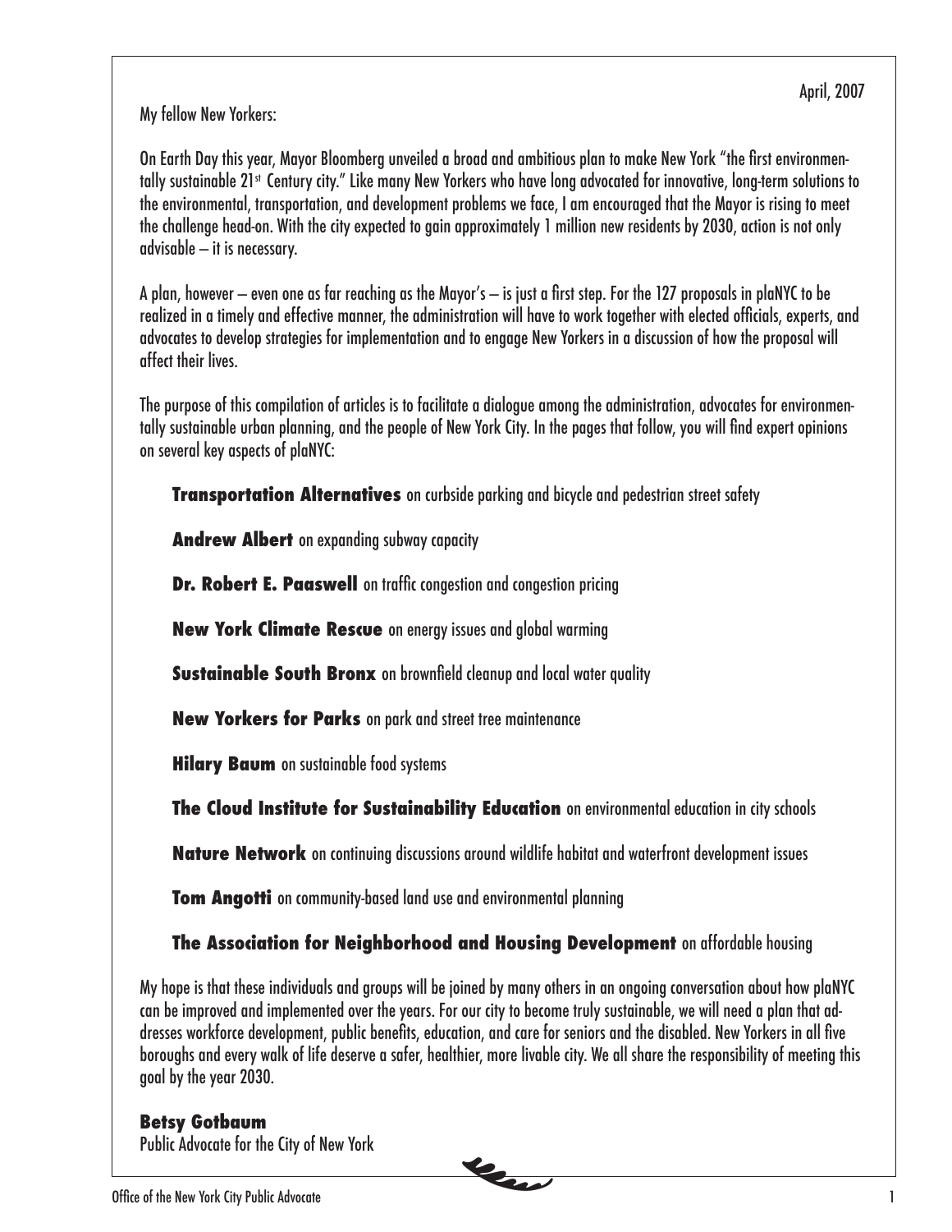April, 2007

My fellow New Yorkers:

On Earth Day this year, Mayor Bloomberg unveiled a broad and ambitious plan to make New York "the first environmentally sustainable 21st Century city." Like many New Yorkers who have long advocated for innovative, long-term solutions to the environmental, transportation, and development problems we face, I am encouraged that the Mayor is rising to meet the challenge head-on. With the city expected to gain approximately 1 million new residents by 2030, action is not only advisable – it is necessary.

A plan, however – even one as far reaching as the Mayor's – is just a first step. For the 127 proposals in plaNYC to be realized in a timely and effective manner, the administration will have to work together with elected officials, experts, and advocates to develop strategies for implementation and to engage New Yorkers in a discussion of how the proposal will affect their lives.

The purpose of this compilation of articles is to facilitate a dialogue among the administration, advocates for environmentally sustainable urban planning, and the people of New York City. In the pages that follow, you will find expert opinions on several key aspects of plaNYC:

**Transportation Alternatives** on curbside parking and bicycle and pedestrian street safety

**Andrew Albert** on expanding subway capacity

**Dr. Robert E. Paaswell** on traffic congestion and congestion pricing

**New York Climate Rescue** on energy issues and global warming

**Sustainable South Bronx** on brownfield cleanup and local water quality

**New Yorkers for Parks** on park and street tree maintenance

**Hilary Baum** on sustainable food systems

**The Cloud Institute for Sustainability Education** on environmental education in city schools

**Nature Network** on continuing discussions around wildlife habitat and waterfront development issues

**Tom Angotti** on community-based land use and environmental planning

**The Association for Neighborhood and Housing Development** on affordable housing

My hope is that these individuals and groups will be joined by many others in an ongoing conversation about how plaNYC can be improved and implemented over the years. For our city to become truly sustainable, we will need a plan that addresses workforce development, public benefits, education, and care for seniors and the disabled. New Yorkers in all five boroughs and every walk of life deserve a safer, healthier, more livable city. We all share the responsibility of meeting this goal by the year 2030.

**Betsy Gotbaum**
Public Advocate for the City of New York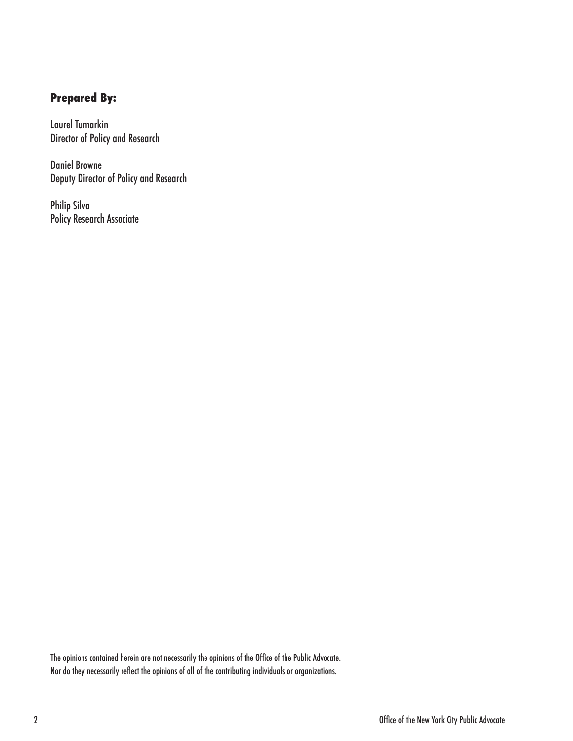## Prepared By:

Laurel Tumarkin
Director of Policy and Research

Daniel Browne
Deputy Director of Policy and Research

Philip Silva
Policy Research Associate

---

The opinions contained herein are not necessarily the opinions of the Office of the Public Advocate.
Nor do they necessarily reflect the opinions of all of the contributing individuals or organizations.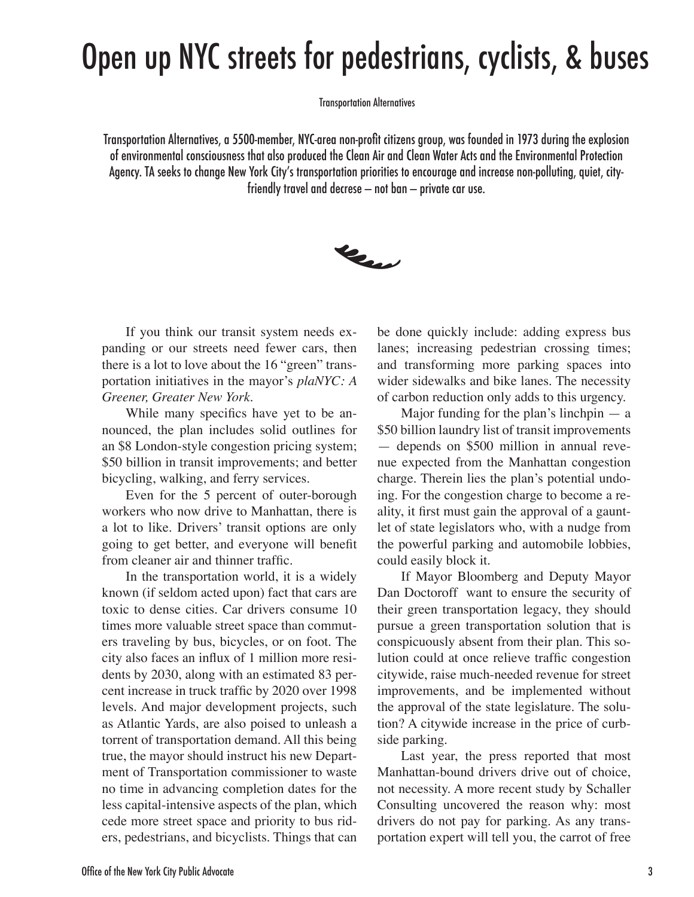# Open up NYC streets for pedestrians, cyclists, & buses

Transportation Alternatives

Transportation Alternatives, a 5500-member, NYC-area non-profit citizens group, was founded in 1973 during the explosion of environmental consciousness that also produced the Clean Air and Clean Water Acts and the Environmental Protection Agency. TA seeks to change New York City's transportation priorities to encourage and increase non-polluting, quiet, city-friendly travel and decrease – not ban – private car use.

If you think our transit system needs expanding or our streets need fewer cars, then there is a lot to love about the 16 "green" transportation initiatives in the mayor's *plaNYC: A Greener, Greater New York.*

While many specifics have yet to be announced, the plan includes solid outlines for an $8 London-style congestion pricing system; $50 billion in transit improvements; and better bicycling, walking, and ferry services.

Even for the 5 percent of outer-borough workers who now drive to Manhattan, there is a lot to like. Drivers' transit options are only going to get better, and everyone will benefit from cleaner air and thinner traffic.

In the transportation world, it is a widely known (if seldom acted upon) fact that cars are toxic to dense cities. Car drivers consume 10 times more valuable street space than commuters traveling by bus, bicycles, or on foot. The city also faces an influx of 1 million more residents by 2030, along with an estimated 83 percent increase in truck traffic by 2020 over 1998 levels. And major development projects, such as Atlantic Yards, are also poised to unleash a torrent of transportation demand. All this being true, the mayor should instruct his new Department of Transportation commissioner to waste no time in advancing completion dates for the less capital-intensive aspects of the plan, which cede more street space and priority to bus riders, pedestrians, and bicyclists. Things that can be done quickly include: adding express bus lanes; increasing pedestrian crossing times; and transforming more parking spaces into wider sidewalks and bike lanes. The necessity of carbon reduction only adds to this urgency.

Major funding for the plan's linchpin — a $50 billion laundry list of transit improvements — depends on $500 million in annual revenue expected from the Manhattan congestion charge. Therein lies the plan's potential undoing. For the congestion charge to become a reality, it first must gain the approval of a gauntlet of state legislators who, with a nudge from the powerful parking and automobile lobbies, could easily block it.

If Mayor Bloomberg and Deputy Mayor Dan Doctoroff want to ensure the security of their green transportation legacy, they should pursue a green transportation solution that is conspicuously absent from their plan. This solution could at once relieve traffic congestion citywide, raise much-needed revenue for street improvements, and be implemented without the approval of the state legislature. The solution? A citywide increase in the price of curbside parking.

Last year, the press reported that most Manhattan-bound drivers drive out of choice, not necessity. A more recent study by Schaller Consulting uncovered the reason why: most drivers do not pay for parking. As any transportation expert will tell you, the carrot of free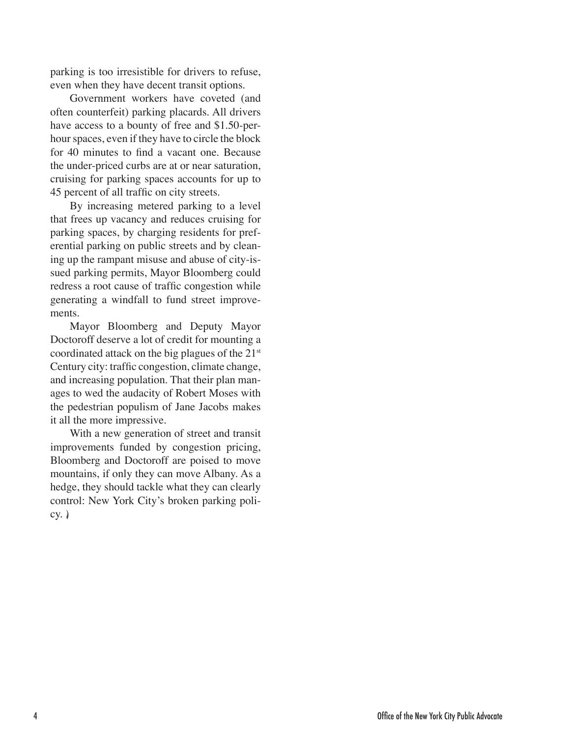parking is too irresistible for drivers to refuse, even when they have decent transit options.

Government workers have coveted (and often counterfeit) parking placards. All drivers have access to a bounty of free and $1.50-per-hour spaces, even if they have to circle the block for 40 minutes to find a vacant one. Because the under-priced curbs are at or near saturation, cruising for parking spaces accounts for up to 45 percent of all traffic on city streets.

By increasing metered parking to a level that frees up vacancy and reduces cruising for parking spaces, by charging residents for preferential parking on public streets and by cleaning up the rampant misuse and abuse of city-issued parking permits, Mayor Bloomberg could redress a root cause of traffic congestion while generating a windfall to fund street improvements.

Mayor Bloomberg and Deputy Mayor Doctoroff deserve a lot of credit for mounting a coordinated attack on the big plagues of the 21st Century city: traffic congestion, climate change, and increasing population. That their plan manages to wed the audacity of Robert Moses with the pedestrian populism of Jane Jacobs makes it all the more impressive.

With a new generation of street and transit improvements funded by congestion pricing, Bloomberg and Doctoroff are poised to move mountains, if only they can move Albany. As a hedge, they should tackle what they can clearly control: New York City's broken parking policy.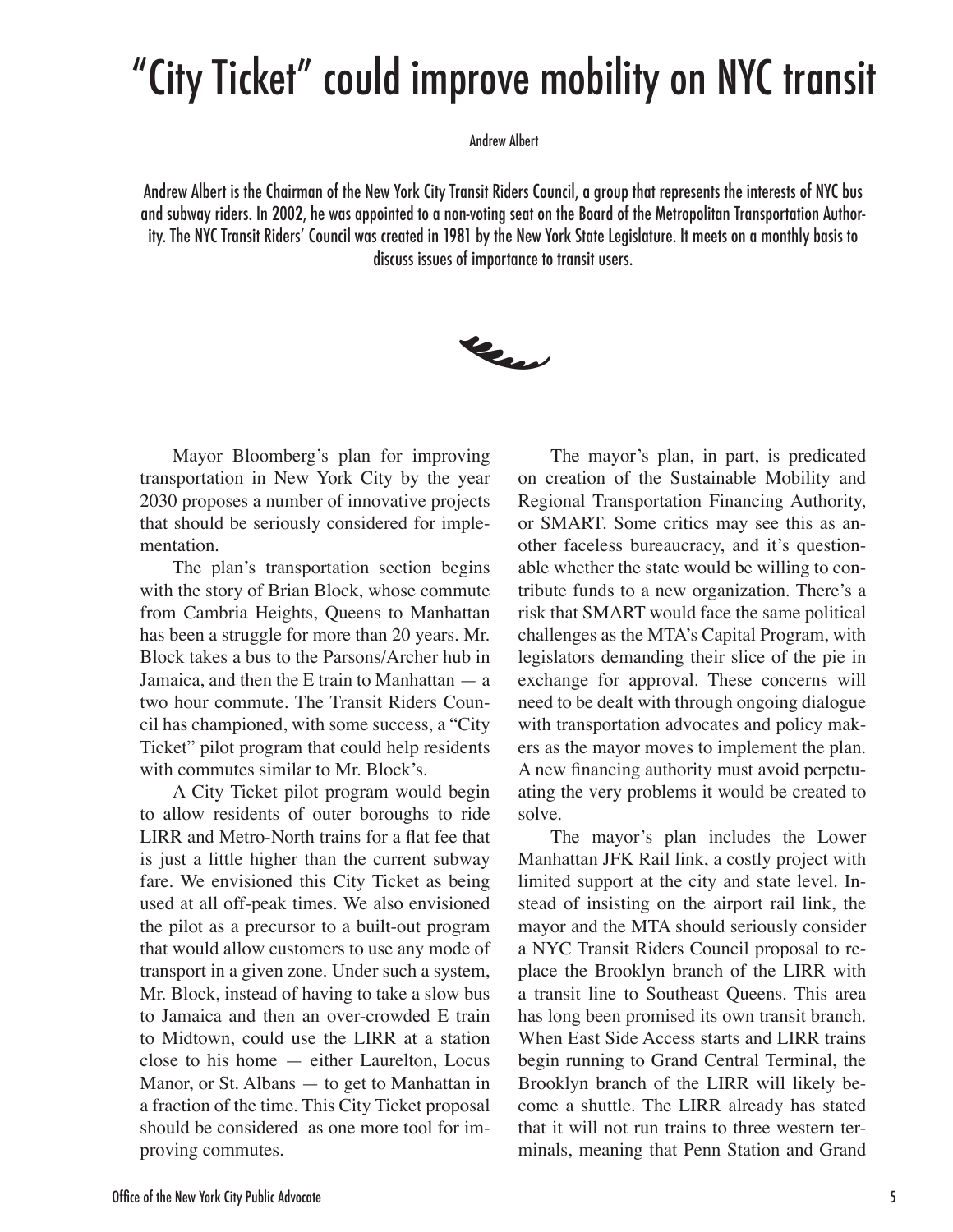# "City Ticket" could improve mobility on NYC transit

Andrew Albert

Andrew Albert is the Chairman of the New York City Transit Riders Council, a group that represents the interests of NYC bus and subway riders. In 2002, he was appointed to a non-voting seat on the Board of the Metropolitan Transportation Authority. The NYC Transit Riders' Council was created in 1981 by the New York State Legislature. It meets on a monthly basis to discuss issues of importance to transit users.

Mayor Bloomberg's plan for improving transportation in New York City by the year 2030 proposes a number of innovative projects that should be seriously considered for implementation.

The plan's transportation section begins with the story of Brian Block, whose commute from Cambria Heights, Queens to Manhattan has been a struggle for more than 20 years. Mr. Block takes a bus to the Parsons/Archer hub in Jamaica, and then the E train to Manhattan — a two hour commute. The Transit Riders Council has championed, with some success, a "City Ticket" pilot program that could help residents with commutes similar to Mr. Block's.

A City Ticket pilot program would begin to allow residents of outer boroughs to ride LIRR and Metro-North trains for a flat fee that is just a little higher than the current subway fare. We envisioned this City Ticket as being used at all off-peak times. We also envisioned the pilot as a precursor to a built-out program that would allow customers to use any mode of transport in a given zone. Under such a system, Mr. Block, instead of having to take a slow bus to Jamaica and then an over-crowded E train to Midtown, could use the LIRR at a station close to his home — either Laurelton, Locus Manor, or St. Albans — to get to Manhattan in a fraction of the time. This City Ticket proposal should be considered as one more tool for improving commutes.

The mayor's plan, in part, is predicated on creation of the Sustainable Mobility and Regional Transportation Financing Authority, or SMART. Some critics may see this as another faceless bureaucracy, and it's questionable whether the state would be willing to contribute funds to a new organization. There's a risk that SMART would face the same political challenges as the MTA's Capital Program, with legislators demanding their slice of the pie in exchange for approval. These concerns will need to be dealt with through ongoing dialogue with transportation advocates and policy makers as the mayor moves to implement the plan. A new financing authority must avoid perpetuating the very problems it would be created to solve.

The mayor's plan includes the Lower Manhattan JFK Rail link, a costly project with limited support at the city and state level. Instead of insisting on the airport rail link, the mayor and the MTA should seriously consider a NYC Transit Riders Council proposal to replace the Brooklyn branch of the LIRR with a transit line to Southeast Queens. This area has long been promised its own transit branch. When East Side Access starts and LIRR trains begin running to Grand Central Terminal, the Brooklyn branch of the LIRR will likely become a shuttle. The LIRR already has stated that it will not run trains to three western terminals, meaning that Penn Station and Grand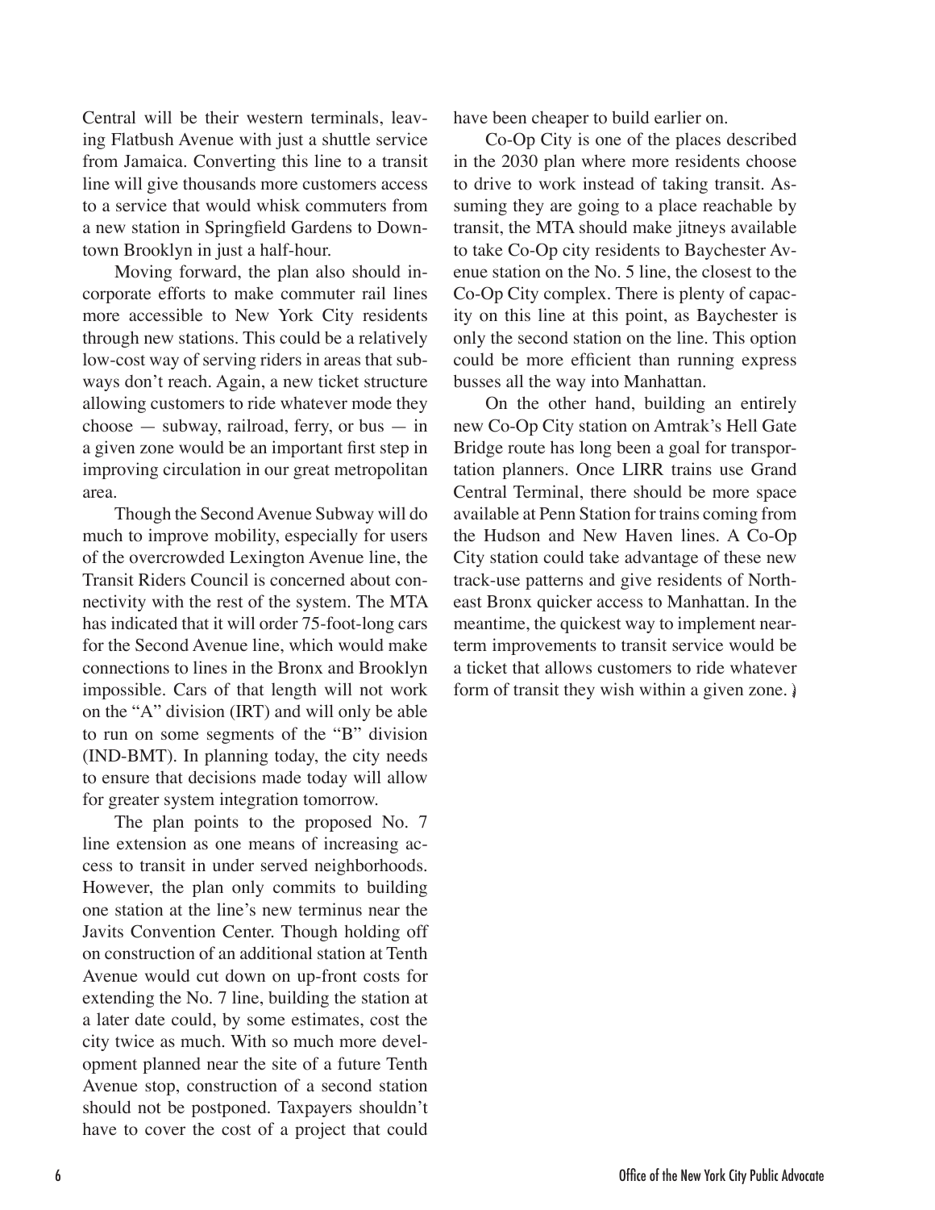Central will be their western terminals, leaving Flatbush Avenue with just a shuttle service from Jamaica. Converting this line to a transit line will give thousands more customers access to a service that would whisk commuters from a new station in Springfield Gardens to Downtown Brooklyn in just a half-hour.

Moving forward, the plan also should incorporate efforts to make commuter rail lines more accessible to New York City residents through new stations. This could be a relatively low-cost way of serving riders in areas that subways don't reach. Again, a new ticket structure allowing customers to ride whatever mode they choose — subway, railroad, ferry, or bus — in a given zone would be an important first step in improving circulation in our great metropolitan area.

Though the Second Avenue Subway will do much to improve mobility, especially for users of the overcrowded Lexington Avenue line, the Transit Riders Council is concerned about connectivity with the rest of the system. The MTA has indicated that it will order 75-foot-long cars for the Second Avenue line, which would make connections to lines in the Bronx and Brooklyn impossible. Cars of that length will not work on the "A" division (IRT) and will only be able to run on some segments of the "B" division (IND-BMT). In planning today, the city needs to ensure that decisions made today will allow for greater system integration tomorrow.

The plan points to the proposed No. 7 line extension as one means of increasing access to transit in under served neighborhoods. However, the plan only commits to building one station at the line's new terminus near the Javits Convention Center. Though holding off on construction of an additional station at Tenth Avenue would cut down on up-front costs for extending the No. 7 line, building the station at a later date could, by some estimates, cost the city twice as much. With so much more development planned near the site of a future Tenth Avenue stop, construction of a second station should not be postponed. Taxpayers shouldn't have to cover the cost of a project that could have been cheaper to build earlier on.

Co-Op City is one of the places described in the 2030 plan where more residents choose to drive to work instead of taking transit. Assuming they are going to a place reachable by transit, the MTA should make jitneys available to take Co-Op city residents to Baychester Avenue station on the No. 5 line, the closest to the Co-Op City complex. There is plenty of capacity on this line at this point, as Baychester is only the second station on the line. This option could be more efficient than running express busses all the way into Manhattan.

On the other hand, building an entirely new Co-Op City station on Amtrak's Hell Gate Bridge route has long been a goal for transportation planners. Once LIRR trains use Grand Central Terminal, there should be more space available at Penn Station for trains coming from the Hudson and New Haven lines. A Co-Op City station could take advantage of these new track-use patterns and give residents of Northeast Bronx quicker access to Manhattan. In the meantime, the quickest way to implement near-term improvements to transit service would be a ticket that allows customers to ride whatever form of transit they wish within a given zone.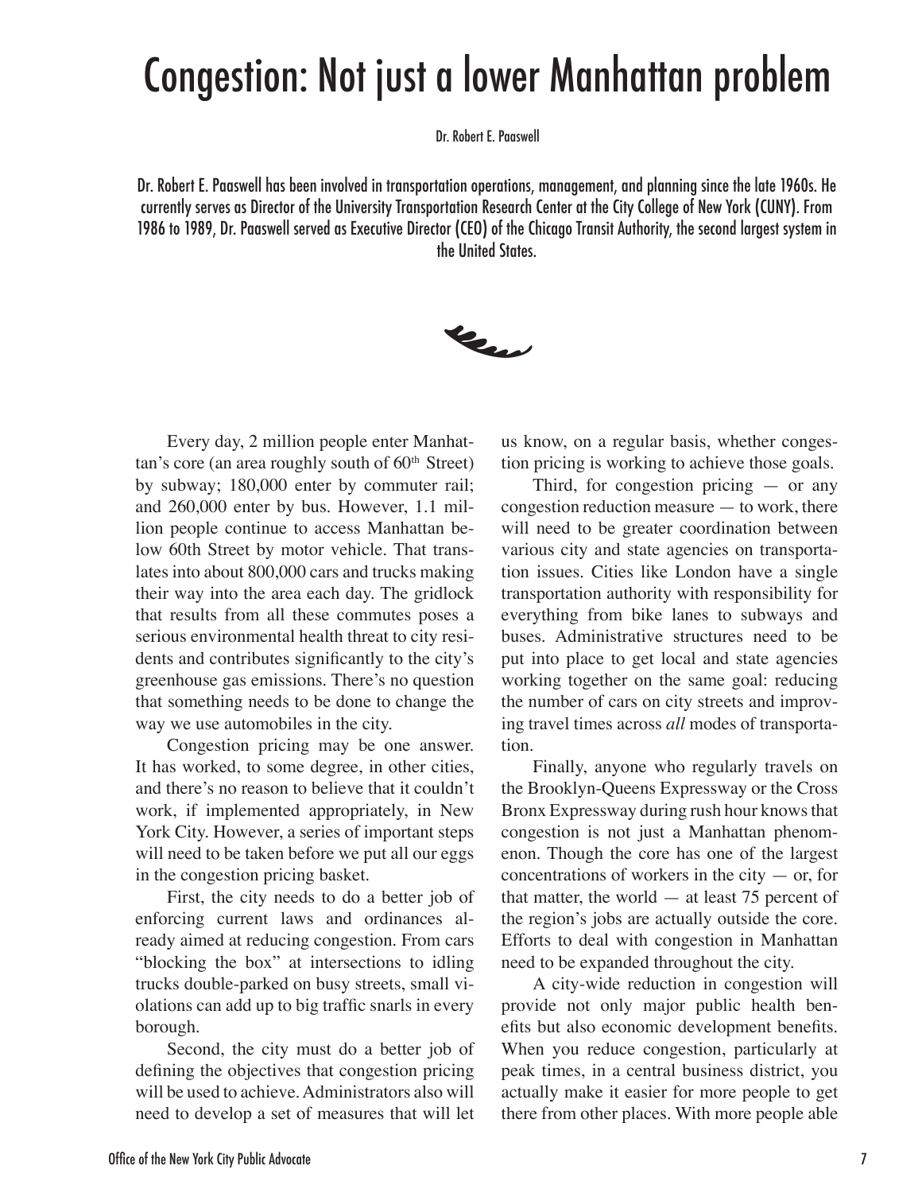# Congestion: Not just a lower Manhattan problem

Dr. Robert E. Paaswell

Dr. Robert E. Paaswell has been involved in transportation operations, management, and planning since the late 1960s. He currently serves as Director of the University Transportation Research Center at the City College of New York (CUNY). From 1986 to 1989, Dr. Paaswell served as Executive Director (CEO) of the Chicago Transit Authority, the second largest system in the United States.

Every day, 2 million people enter Manhattan's core (an area roughly south of 60th Street) by subway; 180,000 enter by commuter rail; and 260,000 enter by bus. However, 1.1 million people continue to access Manhattan below 60th Street by motor vehicle. That translates into about 800,000 cars and trucks making their way into the area each day. The gridlock that results from all these commutes poses a serious environmental health threat to city residents and contributes significantly to the city's greenhouse gas emissions. There's no question that something needs to be done to change the way we use automobiles in the city.

Congestion pricing may be one answer. It has worked, to some degree, in other cities, and there's no reason to believe that it couldn't work, if implemented appropriately, in New York City. However, a series of important steps will need to be taken before we put all our eggs in the congestion pricing basket.

First, the city needs to do a better job of enforcing current laws and ordinances already aimed at reducing congestion. From cars "blocking the box" at intersections to idling trucks double-parked on busy streets, small violations can add up to big traffic snarls in every borough.

Second, the city must do a better job of defining the objectives that congestion pricing will be used to achieve. Administrators also will need to develop a set of measures that will let us know, on a regular basis, whether congestion pricing is working to achieve those goals.

Third, for congestion pricing — or any congestion reduction measure — to work, there will need to be greater coordination between various city and state agencies on transportation issues. Cities like London have a single transportation authority with responsibility for everything from bike lanes to subways and buses. Administrative structures need to be put into place to get local and state agencies working together on the same goal: reducing the number of cars on city streets and improving travel times across *all* modes of transportation.

Finally, anyone who regularly travels on the Brooklyn-Queens Expressway or the Cross Bronx Expressway during rush hour knows that congestion is not just a Manhattan phenomenon. Though the core has one of the largest concentrations of workers in the city — or, for that matter, the world — at least 75 percent of the region's jobs are actually outside the core. Efforts to deal with congestion in Manhattan need to be expanded throughout the city.

A city-wide reduction in congestion will provide not only major public health benefits but also economic development benefits. When you reduce congestion, particularly at peak times, in a central business district, you actually make it easier for more people to get there from other places. With more people able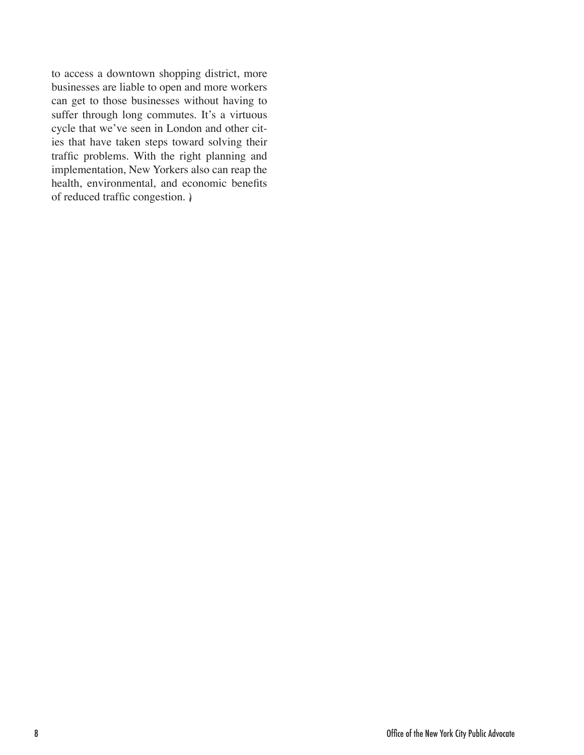to access a downtown shopping district, more businesses are liable to open and more workers can get to those businesses without having to suffer through long commutes. It's a virtuous cycle that we've seen in London and other cities that have taken steps toward solving their traffic problems. With the right planning and implementation, New Yorkers also can reap the health, environmental, and economic benefits of reduced traffic congestion.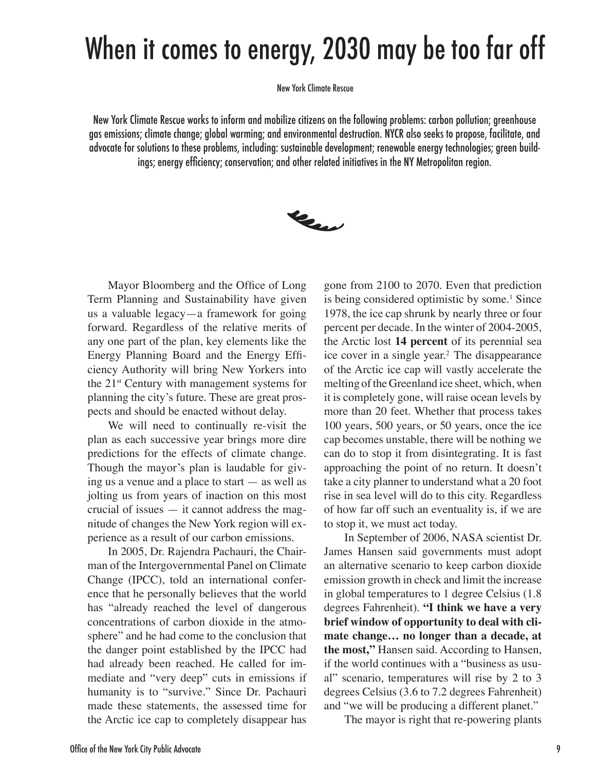# When it comes to energy, 2030 may be too far off

New York Climate Rescue

New York Climate Rescue works to inform and mobilize citizens on the following problems: carbon pollution; greenhouse gas emissions; climate change; global warming; and environmental destruction. NYCR also seeks to propose, facilitate, and advocate for solutions to these problems, including: sustainable development; renewable energy technologies; green buildings; energy efficiency; conservation; and other related initiatives in the NY Metropolitan region.

Mayor Bloomberg and the Office of Long Term Planning and Sustainability have given us a valuable legacy—a framework for going forward. Regardless of the relative merits of any one part of the plan, key elements like the Energy Planning Board and the Energy Efficiency Authority will bring New Yorkers into the 21st Century with management systems for planning the city's future. These are great prospects and should be enacted without delay.

We will need to continually re-visit the plan as each successive year brings more dire predictions for the effects of climate change. Though the mayor's plan is laudable for giving us a venue and a place to start — as well as jolting us from years of inaction on this most crucial of issues — it cannot address the magnitude of changes the New York region will experience as a result of our carbon emissions.

In 2005, Dr. Rajendra Pachauri, the Chairman of the Intergovernmental Panel on Climate Change (IPCC), told an international conference that he personally believes that the world has "already reached the level of dangerous concentrations of carbon dioxide in the atmosphere" and he had come to the conclusion that the danger point established by the IPCC had had already been reached. He called for immediate and "very deep" cuts in emissions if humanity is to "survive." Since Dr. Pachauri made these statements, the assessed time for the Arctic ice cap to completely disappear has gone from 2100 to 2070. Even that prediction is being considered optimistic by some.[1] Since 1978, the ice cap shrunk by nearly three or four percent per decade. In the winter of 2004-2005, the Arctic lost **14 percent** of its perennial sea ice cover in a single year.[2] The disappearance of the Arctic ice cap will vastly accelerate the melting of the Greenland ice sheet, which, when it is completely gone, will raise ocean levels by more than 20 feet. Whether that process takes 100 years, 500 years, or 50 years, once the ice cap becomes unstable, there will be nothing we can do to stop it from disintegrating. It is fast approaching the point of no return. It doesn't take a city planner to understand what a 20 foot rise in sea level will do to this city. Regardless of how far off such an eventuality is, if we are to stop it, we must act today.

In September of 2006, NASA scientist Dr. James Hansen said governments must adopt an alternative scenario to keep carbon dioxide emission growth in check and limit the increase in global temperatures to 1 degree Celsius (1.8 degrees Fahrenheit). **"I think we have a very brief window of opportunity to deal with climate change… no longer than a decade, at the most,"** Hansen said. According to Hansen, if the world continues with a "business as usual" scenario, temperatures will rise by 2 to 3 degrees Celsius (3.6 to 7.2 degrees Fahrenheit) and "we will be producing a different planet."

The mayor is right that re-powering plants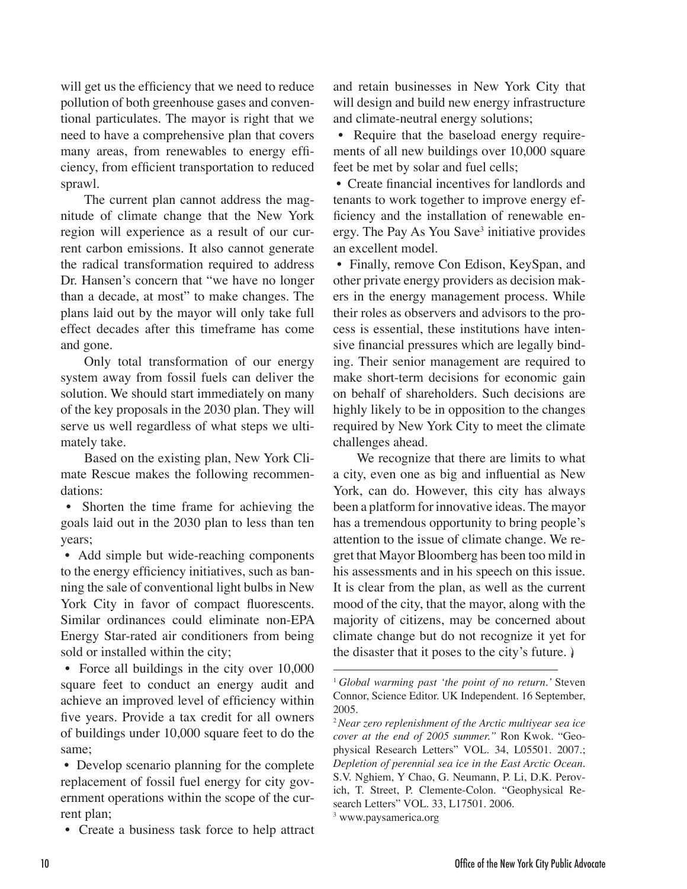will get us the efficiency that we need to reduce pollution of both greenhouse gases and conventional particulates. The mayor is right that we need to have a comprehensive plan that covers many areas, from renewables to energy efficiency, from efficient transportation to reduced sprawl.

The current plan cannot address the magnitude of climate change that the New York region will experience as a result of our current carbon emissions. It also cannot generate the radical transformation required to address Dr. Hansen's concern that "we have no longer than a decade, at most" to make changes. The plans laid out by the mayor will only take full effect decades after this timeframe has come and gone.

Only total transformation of our energy system away from fossil fuels can deliver the solution. We should start immediately on many of the key proposals in the 2030 plan. They will serve us well regardless of what steps we ultimately take.

Based on the existing plan, New York Climate Rescue makes the following recommendations:

- Shorten the time frame for achieving the goals laid out in the 2030 plan to less than ten years;
- Add simple but wide-reaching components to the energy efficiency initiatives, such as banning the sale of conventional light bulbs in New York City in favor of compact fluorescents. Similar ordinances could eliminate non-EPA Energy Star-rated air conditioners from being sold or installed within the city;
- Force all buildings in the city over 10,000 square feet to conduct an energy audit and achieve an improved level of efficiency within five years. Provide a tax credit for all owners of buildings under 10,000 square feet to do the same;
- Develop scenario planning for the complete replacement of fossil fuel energy for city government operations within the scope of the current plan;
- Create a business task force to help attract and retain businesses in New York City that will design and build new energy infrastructure and climate-neutral energy solutions;
- Require that the baseload energy requirements of all new buildings over 10,000 square feet be met by solar and fuel cells;
- Create financial incentives for landlords and tenants to work together to improve energy efficiency and the installation of renewable energy. The Pay As You Save[3] initiative provides an excellent model.
- Finally, remove Con Edison, KeySpan, and other private energy providers as decision makers in the energy management process. While their roles as observers and advisors to the process is essential, these institutions have intensive financial pressures which are legally binding. Their senior management are required to make short-term decisions for economic gain on behalf of shareholders. Such decisions are highly likely to be in opposition to the changes required by New York City to meet the climate challenges ahead.

We recognize that there are limits to what a city, even one as big and influential as New York, can do. However, this city has always been a platform for innovative ideas. The mayor has a tremendous opportunity to bring people's attention to the issue of climate change. We regret that Mayor Bloomberg has been too mild in his assessments and in his speech on this issue. It is clear from the plan, as well as the current mood of the city, that the mayor, along with the majority of citizens, may be concerned about climate change but do not recognize it yet for the disaster that it poses to the city's future.

---

[1] *Global warming past 'the point of no return.'* Steven Connor, Science Editor. UK Independent. 16 September, 2005.

[2] *Near zero replenishment of the Arctic multiyear sea ice cover at the end of 2005 summer."* Ron Kwok. "Geophysical Research Letters" VOL. 34, L05501. 2007.; *Depletion of perennial sea ice in the East Arctic Ocean.* S.V. Nghiem, Y Chao, G. Neumann, P. Li, D.K. Perovich, T. Street, P. Clemente-Colon. "Geophysical Research Letters" VOL. 33, L17501. 2006.

[3] www.paysamerica.org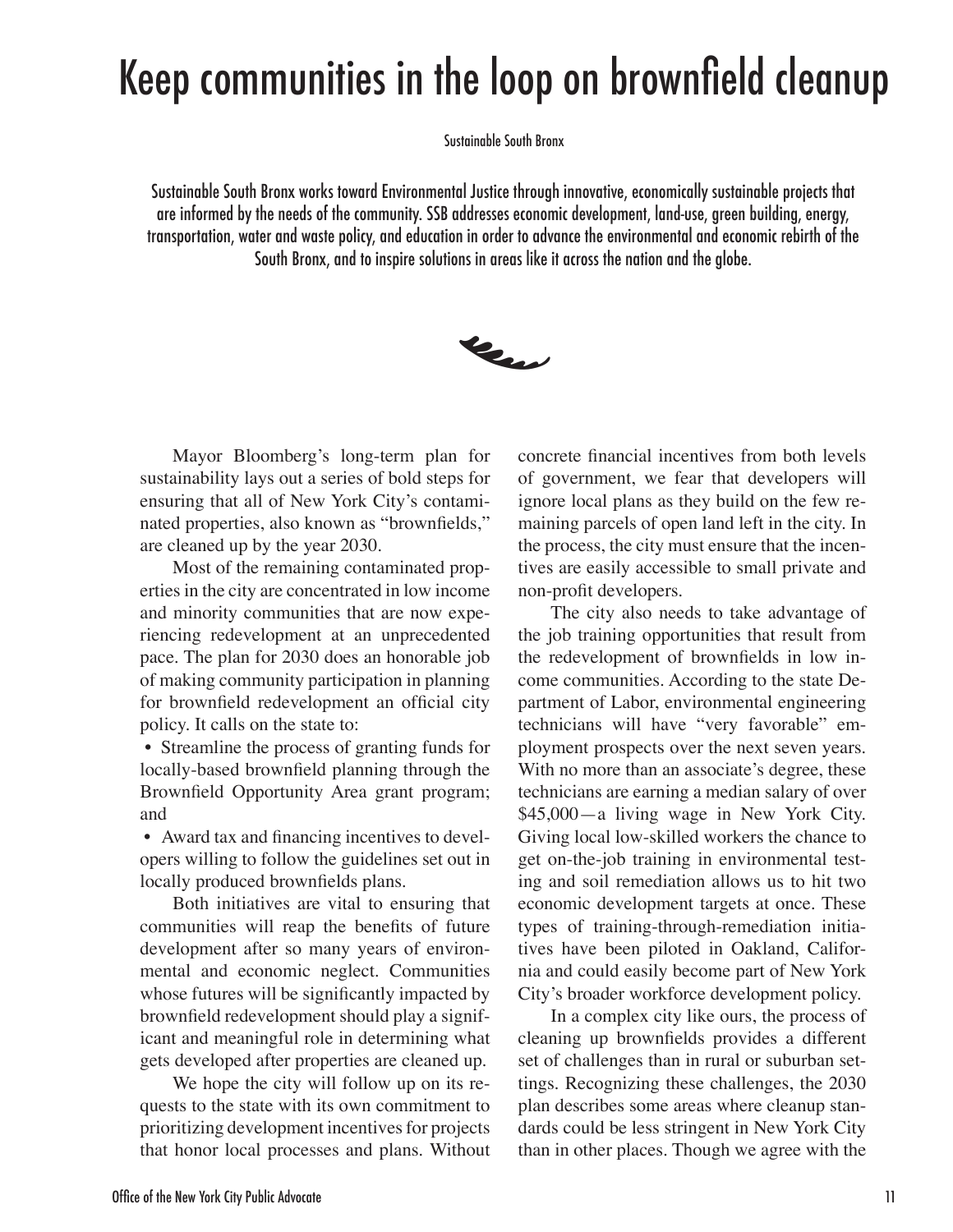# Keep communities in the loop on brownfield cleanup

Sustainable South Bronx

Sustainable South Bronx works toward Environmental Justice through innovative, economically sustainable projects that are informed by the needs of the community. SSB addresses economic development, land-use, green building, energy, transportation, water and waste policy, and education in order to advance the environmental and economic rebirth of the South Bronx, and to inspire solutions in areas like it across the nation and the globe.

Mayor Bloomberg's long-term plan for sustainability lays out a series of bold steps for ensuring that all of New York City's contaminated properties, also known as "brownfields," are cleaned up by the year 2030.

Most of the remaining contaminated properties in the city are concentrated in low income and minority communities that are now experiencing redevelopment at an unprecedented pace. The plan for 2030 does an honorable job of making community participation in planning for brownfield redevelopment an official city policy. It calls on the state to:

- Streamline the process of granting funds for locally-based brownfield planning through the Brownfield Opportunity Area grant program; and
- Award tax and financing incentives to developers willing to follow the guidelines set out in locally produced brownfields plans.

Both initiatives are vital to ensuring that communities will reap the benefits of future development after so many years of environmental and economic neglect. Communities whose futures will be significantly impacted by brownfield redevelopment should play a significant and meaningful role in determining what gets developed after properties are cleaned up.

We hope the city will follow up on its requests to the state with its own commitment to prioritizing development incentives for projects that honor local processes and plans. Without concrete financial incentives from both levels of government, we fear that developers will ignore local plans as they build on the few remaining parcels of open land left in the city. In the process, the city must ensure that the incentives are easily accessible to small private and non-profit developers.

The city also needs to take advantage of the job training opportunities that result from the redevelopment of brownfields in low income communities. According to the state Department of Labor, environmental engineering technicians will have "very favorable" employment prospects over the next seven years. With no more than an associate's degree, these technicians are earning a median salary of over $45,000—a living wage in New York City. Giving local low-skilled workers the chance to get on-the-job training in environmental testing and soil remediation allows us to hit two economic development targets at once. These types of training-through-remediation initiatives have been piloted in Oakland, California and could easily become part of New York City's broader workforce development policy.

In a complex city like ours, the process of cleaning up brownfields provides a different set of challenges than in rural or suburban settings. Recognizing these challenges, the 2030 plan describes some areas where cleanup standards could be less stringent in New York City than in other places. Though we agree with the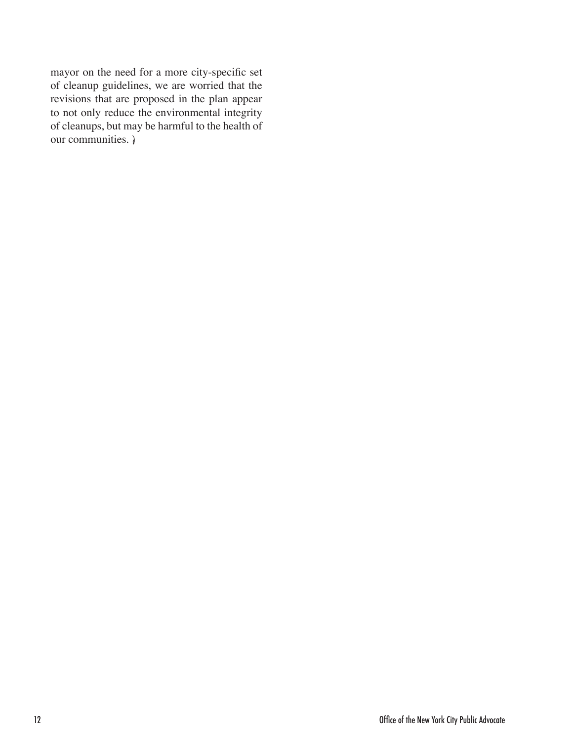mayor on the need for a more city-specific set of cleanup guidelines, we are worried that the revisions that are proposed in the plan appear to not only reduce the environmental integrity of cleanups, but may be harmful to the health of our communities.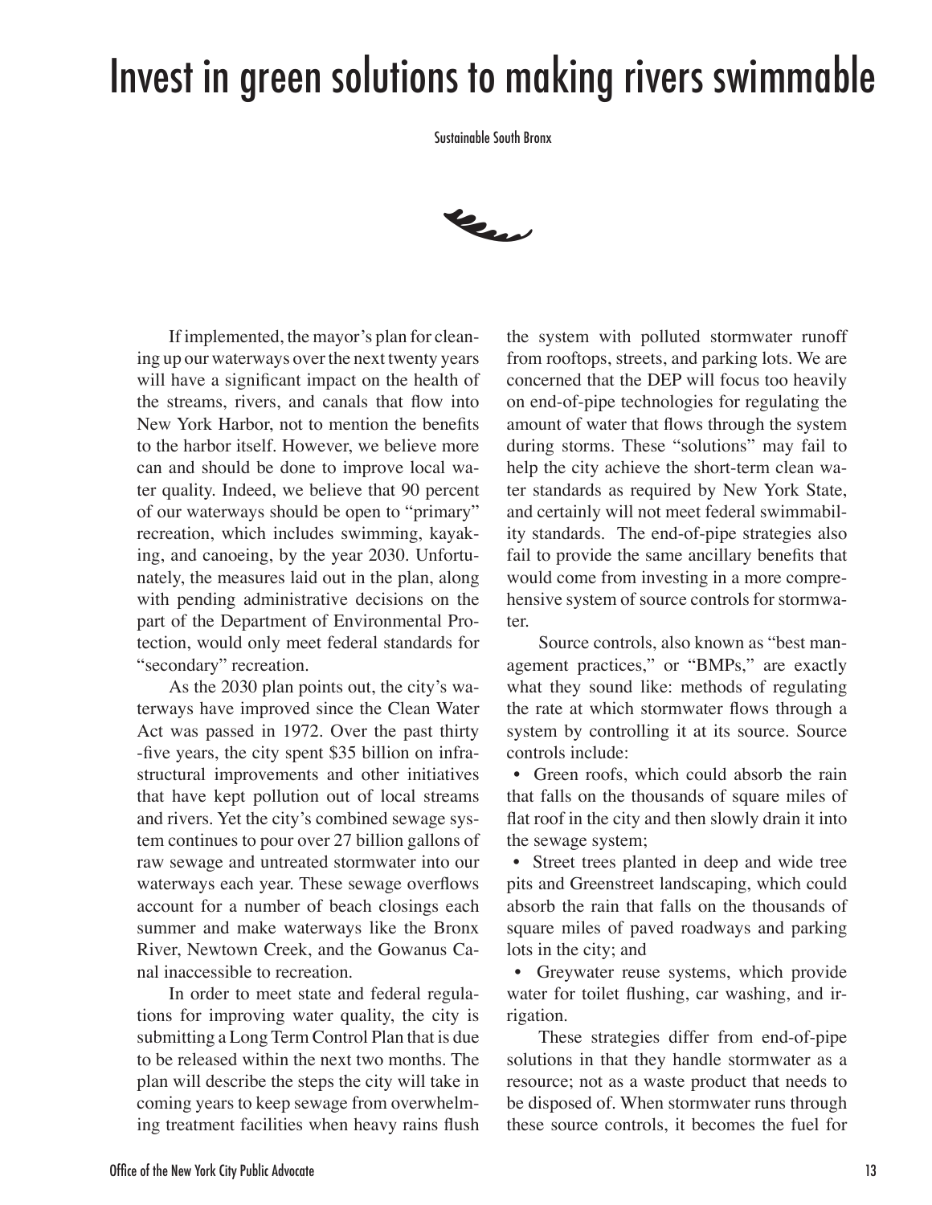# Invest in green solutions to making rivers swimmable

Sustainable South Bronx

If implemented, the mayor's plan for cleaning up our waterways over the next twenty years will have a significant impact on the health of the streams, rivers, and canals that flow into New York Harbor, not to mention the benefits to the harbor itself. However, we believe more can and should be done to improve local water quality. Indeed, we believe that 90 percent of our waterways should be open to "primary" recreation, which includes swimming, kayaking, and canoeing, by the year 2030. Unfortunately, the measures laid out in the plan, along with pending administrative decisions on the part of the Department of Environmental Protection, would only meet federal standards for "secondary" recreation.

As the 2030 plan points out, the city's waterways have improved since the Clean Water Act was passed in 1972. Over the past thirty-five years, the city spent $35 billion on infrastructural improvements and other initiatives that have kept pollution out of local streams and rivers. Yet the city's combined sewage system continues to pour over 27 billion gallons of raw sewage and untreated stormwater into our waterways each year. These sewage overflows account for a number of beach closings each summer and make waterways like the Bronx River, Newtown Creek, and the Gowanus Canal inaccessible to recreation.

In order to meet state and federal regulations for improving water quality, the city is submitting a Long Term Control Plan that is due to be released within the next two months. The plan will describe the steps the city will take in coming years to keep sewage from overwhelming treatment facilities when heavy rains flush the system with polluted stormwater runoff from rooftops, streets, and parking lots. We are concerned that the DEP will focus too heavily on end-of-pipe technologies for regulating the amount of water that flows through the system during storms. These "solutions" may fail to help the city achieve the short-term clean water standards as required by New York State, and certainly will not meet federal swimmability standards. The end-of-pipe strategies also fail to provide the same ancillary benefits that would come from investing in a more comprehensive system of source controls for stormwater.

Source controls, also known as "best management practices," or "BMPs," are exactly what they sound like: methods of regulating the rate at which stormwater flows through a system by controlling it at its source. Source controls include:

- Green roofs, which could absorb the rain that falls on the thousands of square miles of flat roof in the city and then slowly drain it into the sewage system;
- Street trees planted in deep and wide tree pits and Greenstreet landscaping, which could absorb the rain that falls on the thousands of square miles of paved roadways and parking lots in the city; and
- Greywater reuse systems, which provide water for toilet flushing, car washing, and irrigation.

These strategies differ from end-of-pipe solutions in that they handle stormwater as a resource; not as a waste product that needs to be disposed of. When stormwater runs through these source controls, it becomes the fuel for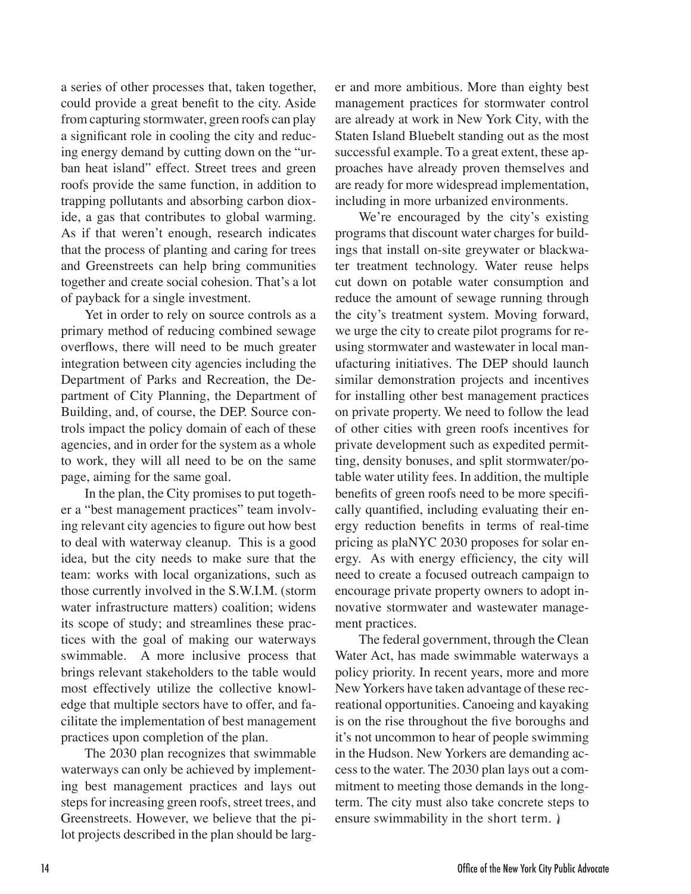a series of other processes that, taken together, could provide a great benefit to the city. Aside from capturing stormwater, green roofs can play a significant role in cooling the city and reducing energy demand by cutting down on the "urban heat island" effect. Street trees and green roofs provide the same function, in addition to trapping pollutants and absorbing carbon dioxide, a gas that contributes to global warming. As if that weren't enough, research indicates that the process of planting and caring for trees and Greenstreets can help bring communities together and create social cohesion. That's a lot of payback for a single investment.

Yet in order to rely on source controls as a primary method of reducing combined sewage overflows, there will need to be much greater integration between city agencies including the Department of Parks and Recreation, the Department of City Planning, the Department of Building, and, of course, the DEP. Source controls impact the policy domain of each of these agencies, and in order for the system as a whole to work, they will all need to be on the same page, aiming for the same goal.

In the plan, the City promises to put together a "best management practices" team involving relevant city agencies to figure out how best to deal with waterway cleanup. This is a good idea, but the city needs to make sure that the team: works with local organizations, such as those currently involved in the S.W.I.M. (storm water infrastructure matters) coalition; widens its scope of study; and streamlines these practices with the goal of making our waterways swimmable. A more inclusive process that brings relevant stakeholders to the table would most effectively utilize the collective knowledge that multiple sectors have to offer, and facilitate the implementation of best management practices upon completion of the plan.

The 2030 plan recognizes that swimmable waterways can only be achieved by implementing best management practices and lays out steps for increasing green roofs, street trees, and Greenstreets. However, we believe that the pilot projects described in the plan should be larger and more ambitious. More than eighty best management practices for stormwater control are already at work in New York City, with the Staten Island Bluebelt standing out as the most successful example. To a great extent, these approaches have already proven themselves and are ready for more widespread implementation, including in more urbanized environments.

We're encouraged by the city's existing programs that discount water charges for buildings that install on-site greywater or blackwater treatment technology. Water reuse helps cut down on potable water consumption and reduce the amount of sewage running through the city's treatment system. Moving forward, we urge the city to create pilot programs for reusing stormwater and wastewater in local manufacturing initiatives. The DEP should launch similar demonstration projects and incentives for installing other best management practices on private property. We need to follow the lead of other cities with green roofs incentives for private development such as expedited permitting, density bonuses, and split stormwater/potable water utility fees. In addition, the multiple benefits of green roofs need to be more specifically quantified, including evaluating their energy reduction benefits in terms of real-time pricing as plaNYC 2030 proposes for solar energy. As with energy efficiency, the city will need to create a focused outreach campaign to encourage private property owners to adopt innovative stormwater and wastewater management practices.

The federal government, through the Clean Water Act, has made swimmable waterways a policy priority. In recent years, more and more New Yorkers have taken advantage of these recreational opportunities. Canoeing and kayaking is on the rise throughout the five boroughs and it's not uncommon to hear of people swimming in the Hudson. New Yorkers are demanding access to the water. The 2030 plan lays out a commitment to meeting those demands in the long-term. The city must also take concrete steps to ensure swimmability in the short term.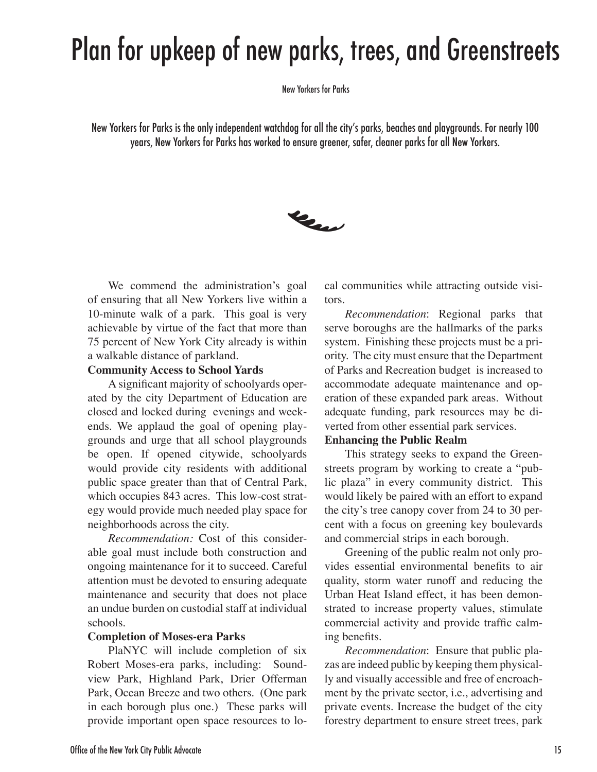# Plan for upkeep of new parks, trees, and Greenstreets

New Yorkers for Parks

New Yorkers for Parks is the only independent watchdog for all the city's parks, beaches and playgrounds. For nearly 100 years, New Yorkers for Parks has worked to ensure greener, safer, cleaner parks for all New Yorkers.

We commend the administration's goal of ensuring that all New Yorkers live within a 10-minute walk of a park. This goal is very achievable by virtue of the fact that more than 75 percent of New York City already is within a walkable distance of parkland.

**Community Access to School Yards**

A significant majority of schoolyards operated by the city Department of Education are closed and locked during evenings and weekends. We applaud the goal of opening playgrounds and urge that all school playgrounds be open. If opened citywide, schoolyards would provide city residents with additional public space greater than that of Central Park, which occupies 843 acres. This low-cost strategy would provide much needed play space for neighborhoods across the city.

*Recommendation:* Cost of this considerable goal must include both construction and ongoing maintenance for it to succeed. Careful attention must be devoted to ensuring adequate maintenance and security that does not place an undue burden on custodial staff at individual schools.

**Completion of Moses-era Parks**

PlaNYC will include completion of six Robert Moses-era parks, including: Soundview Park, Highland Park, Drier Offerman Park, Ocean Breeze and two others. (One park in each borough plus one.) These parks will provide important open space resources to local communities while attracting outside visitors.

*Recommendation*: Regional parks that serve boroughs are the hallmarks of the parks system. Finishing these projects must be a priority. The city must ensure that the Department of Parks and Recreation budget is increased to accommodate adequate maintenance and operation of these expanded park areas. Without adequate funding, park resources may be diverted from other essential park services.

**Enhancing the Public Realm**

This strategy seeks to expand the Greenstreets program by working to create a "public plaza" in every community district. This would likely be paired with an effort to expand the city's tree canopy cover from 24 to 30 percent with a focus on greening key boulevards and commercial strips in each borough.

Greening of the public realm not only provides essential environmental benefits to air quality, storm water runoff and reducing the Urban Heat Island effect, it has been demonstrated to increase property values, stimulate commercial activity and provide traffic calming benefits.

*Recommendation*: Ensure that public plazas are indeed public by keeping them physically and visually accessible and free of encroachment by the private sector, i.e., advertising and private events. Increase the budget of the city forestry department to ensure street trees, park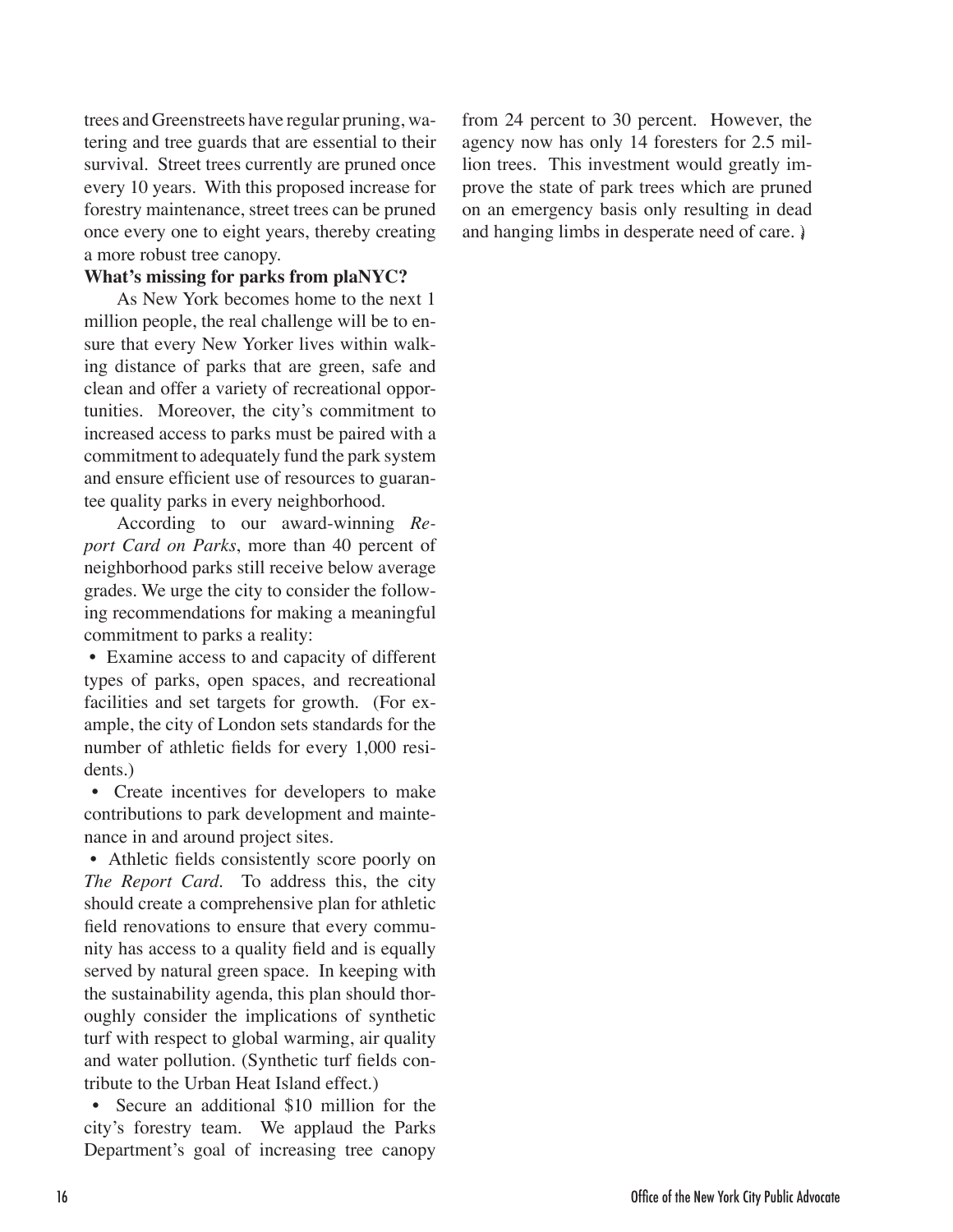trees and Greenstreets have regular pruning, watering and tree guards that are essential to their survival. Street trees currently are pruned once every 10 years. With this proposed increase for forestry maintenance, street trees can be pruned once every one to eight years, thereby creating a more robust tree canopy.

**What's missing for parks from plaNYC?**

As New York becomes home to the next 1 million people, the real challenge will be to ensure that every New Yorker lives within walking distance of parks that are green, safe and clean and offer a variety of recreational opportunities. Moreover, the city's commitment to increased access to parks must be paired with a commitment to adequately fund the park system and ensure efficient use of resources to guarantee quality parks in every neighborhood.

According to our award-winning *Report Card on Parks*, more than 40 percent of neighborhood parks still receive below average grades. We urge the city to consider the following recommendations for making a meaningful commitment to parks a reality:

- Examine access to and capacity of different types of parks, open spaces, and recreational facilities and set targets for growth. (For example, the city of London sets standards for the number of athletic fields for every 1,000 residents.)
- Create incentives for developers to make contributions to park development and maintenance in and around project sites.
- Athletic fields consistently score poorly on *The Report Card*. To address this, the city should create a comprehensive plan for athletic field renovations to ensure that every community has access to a quality field and is equally served by natural green space. In keeping with the sustainability agenda, this plan should thoroughly consider the implications of synthetic turf with respect to global warming, air quality and water pollution. (Synthetic turf fields contribute to the Urban Heat Island effect.)
- Secure an additional $10 million for the city's forestry team. We applaud the Parks Department's goal of increasing tree canopy from 24 percent to 30 percent. However, the agency now has only 14 foresters for 2.5 million trees. This investment would greatly improve the state of park trees which are pruned on an emergency basis only resulting in dead and hanging limbs in desperate need of care.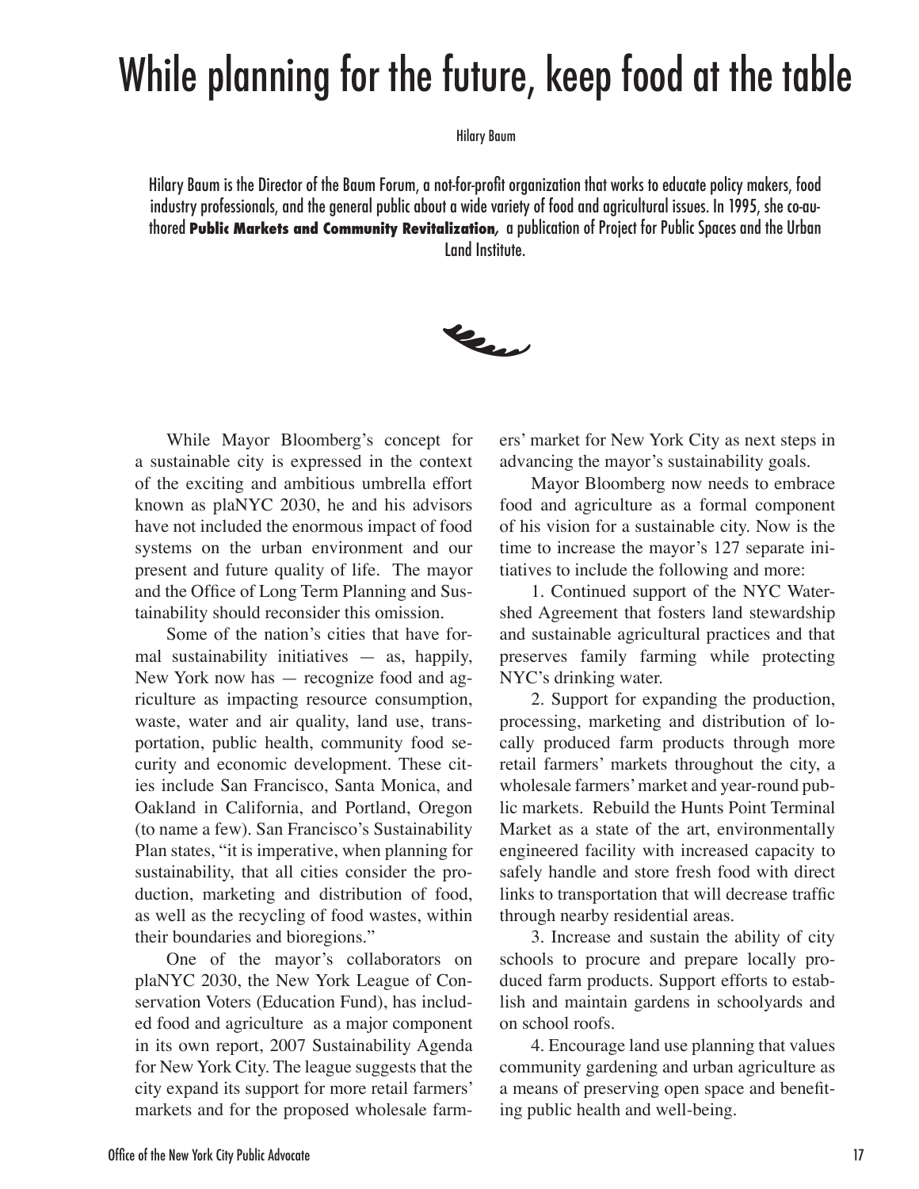# While planning for the future, keep food at the table

Hilary Baum

Hilary Baum is the Director of the Baum Forum, a not-for-profit organization that works to educate policy makers, food industry professionals, and the general public about a wide variety of food and agricultural issues. In 1995, she co-authored **Public Markets and Community Revitalization,** a publication of Project for Public Spaces and the Urban Land Institute.

While Mayor Bloomberg's concept for a sustainable city is expressed in the context of the exciting and ambitious umbrella effort known as plaNYC 2030, he and his advisors have not included the enormous impact of food systems on the urban environment and our present and future quality of life. The mayor and the Office of Long Term Planning and Sustainability should reconsider this omission.

Some of the nation's cities that have formal sustainability initiatives — as, happily, New York now has — recognize food and agriculture as impacting resource consumption, waste, water and air quality, land use, transportation, public health, community food security and economic development. These cities include San Francisco, Santa Monica, and Oakland in California, and Portland, Oregon (to name a few). San Francisco's Sustainability Plan states, "it is imperative, when planning for sustainability, that all cities consider the production, marketing and distribution of food, as well as the recycling of food wastes, within their boundaries and bioregions."

One of the mayor's collaborators on plaNYC 2030, the New York League of Conservation Voters (Education Fund), has included food and agriculture as a major component in its own report, 2007 Sustainability Agenda for New York City. The league suggests that the city expand its support for more retail farmers' markets and for the proposed wholesale farmers' market for New York City as next steps in advancing the mayor's sustainability goals.

Mayor Bloomberg now needs to embrace food and agriculture as a formal component of his vision for a sustainable city. Now is the time to increase the mayor's 127 separate initiatives to include the following and more:

1. Continued support of the NYC Watershed Agreement that fosters land stewardship and sustainable agricultural practices and that preserves family farming while protecting NYC's drinking water.

2. Support for expanding the production, processing, marketing and distribution of locally produced farm products through more retail farmers' markets throughout the city, a wholesale farmers' market and year-round public markets. Rebuild the Hunts Point Terminal Market as a state of the art, environmentally engineered facility with increased capacity to safely handle and store fresh food with direct links to transportation that will decrease traffic through nearby residential areas.

3. Increase and sustain the ability of city schools to procure and prepare locally produced farm products. Support efforts to establish and maintain gardens in schoolyards and on school roofs.

4. Encourage land use planning that values community gardening and urban agriculture as a means of preserving open space and benefiting public health and well-being.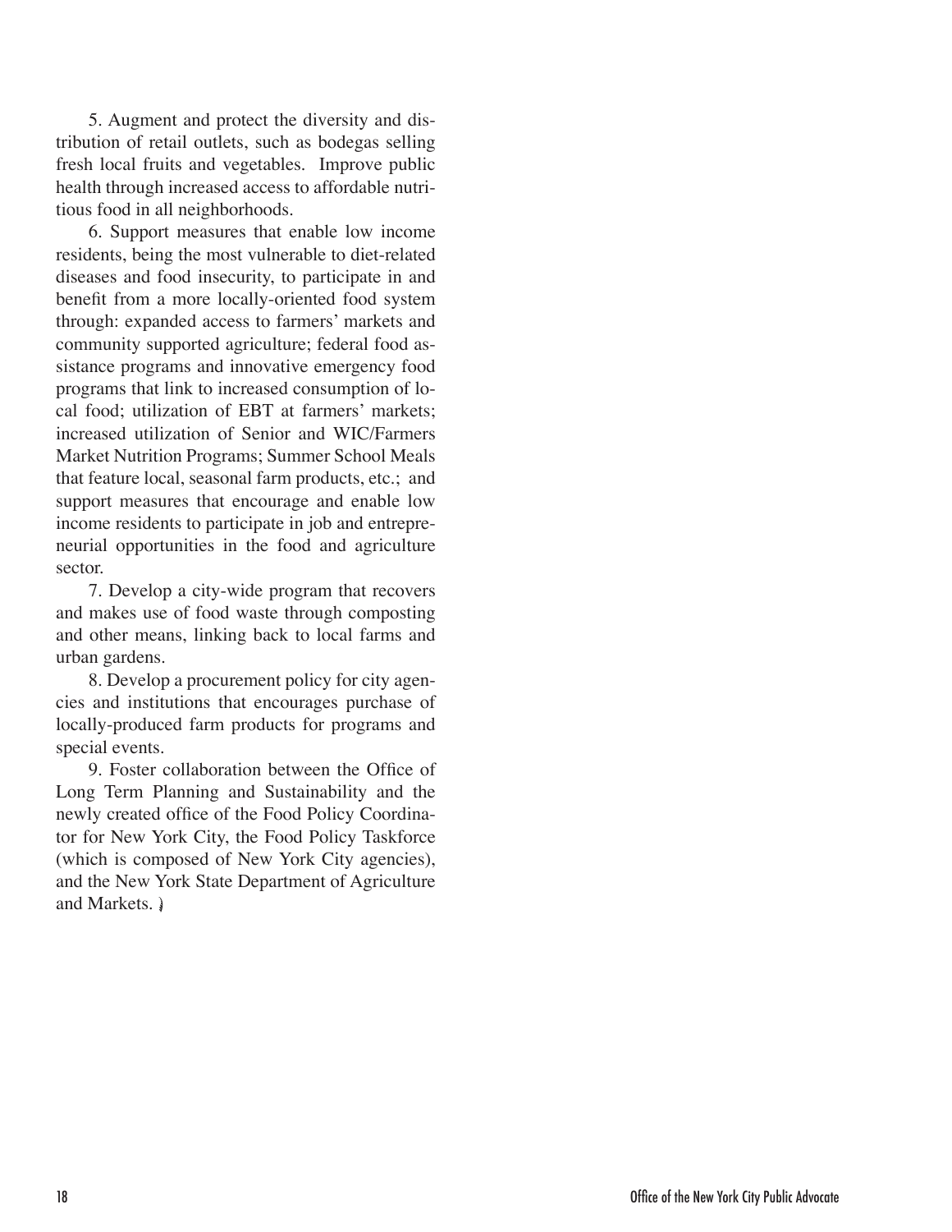5. Augment and protect the diversity and distribution of retail outlets, such as bodegas selling fresh local fruits and vegetables. Improve public health through increased access to affordable nutritious food in all neighborhoods.

6. Support measures that enable low income residents, being the most vulnerable to diet-related diseases and food insecurity, to participate in and benefit from a more locally-oriented food system through: expanded access to farmers' markets and community supported agriculture; federal food assistance programs and innovative emergency food programs that link to increased consumption of local food; utilization of EBT at farmers' markets; increased utilization of Senior and WIC/Farmers Market Nutrition Programs; Summer School Meals that feature local, seasonal farm products, etc.; and support measures that encourage and enable low income residents to participate in job and entrepreneurial opportunities in the food and agriculture sector.

7. Develop a city-wide program that recovers and makes use of food waste through composting and other means, linking back to local farms and urban gardens.

8. Develop a procurement policy for city agencies and institutions that encourages purchase of locally-produced farm products for programs and special events.

9. Foster collaboration between the Office of Long Term Planning and Sustainability and the newly created office of the Food Policy Coordinator for New York City, the Food Policy Taskforce (which is composed of New York City agencies), and the New York State Department of Agriculture and Markets.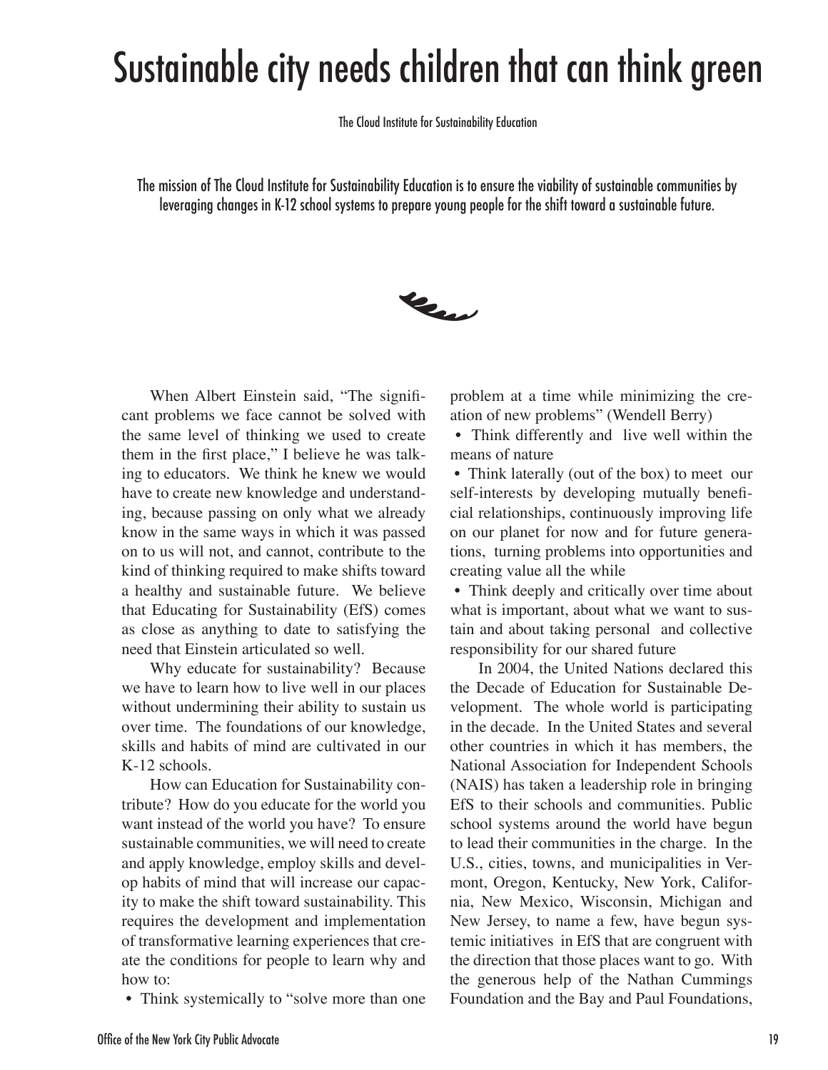# Sustainable city needs children that can think green

The Cloud Institute for Sustainability Education

The mission of The Cloud Institute for Sustainability Education is to ensure the viability of sustainable communities by leveraging changes in K-12 school systems to prepare young people for the shift toward a sustainable future.

When Albert Einstein said, "The significant problems we face cannot be solved with the same level of thinking we used to create them in the first place," I believe he was talking to educators. We think he knew we would have to create new knowledge and understanding, because passing on only what we already know in the same ways in which it was passed on to us will not, and cannot, contribute to the kind of thinking required to make shifts toward a healthy and sustainable future. We believe that Educating for Sustainability (EfS) comes as close as anything to date to satisfying the need that Einstein articulated so well.

Why educate for sustainability? Because we have to learn how to live well in our places without undermining their ability to sustain us over time. The foundations of our knowledge, skills and habits of mind are cultivated in our K-12 schools.

How can Education for Sustainability contribute? How do you educate for the world you want instead of the world you have? To ensure sustainable communities, we will need to create and apply knowledge, employ skills and develop habits of mind that will increase our capacity to make the shift toward sustainability. This requires the development and implementation of transformative learning experiences that create the conditions for people to learn why and how to:

- Think systemically to "solve more than one problem at a time while minimizing the creation of new problems" (Wendell Berry)
- Think differently and live well within the means of nature
- Think laterally (out of the box) to meet our self-interests by developing mutually beneficial relationships, continuously improving life on our planet for now and for future generations, turning problems into opportunities and creating value all the while
- Think deeply and critically over time about what is important, about what we want to sustain and about taking personal and collective responsibility for our shared future

In 2004, the United Nations declared this the Decade of Education for Sustainable Development. The whole world is participating in the decade. In the United States and several other countries in which it has members, the National Association for Independent Schools (NAIS) has taken a leadership role in bringing EfS to their schools and communities. Public school systems around the world have begun to lead their communities in the charge. In the U.S., cities, towns, and municipalities in Vermont, Oregon, Kentucky, New York, California, New Mexico, Wisconsin, Michigan and New Jersey, to name a few, have begun systemic initiatives in EfS that are congruent with the direction that those places want to go. With the generous help of the Nathan Cummings Foundation and the Bay and Paul Foundations,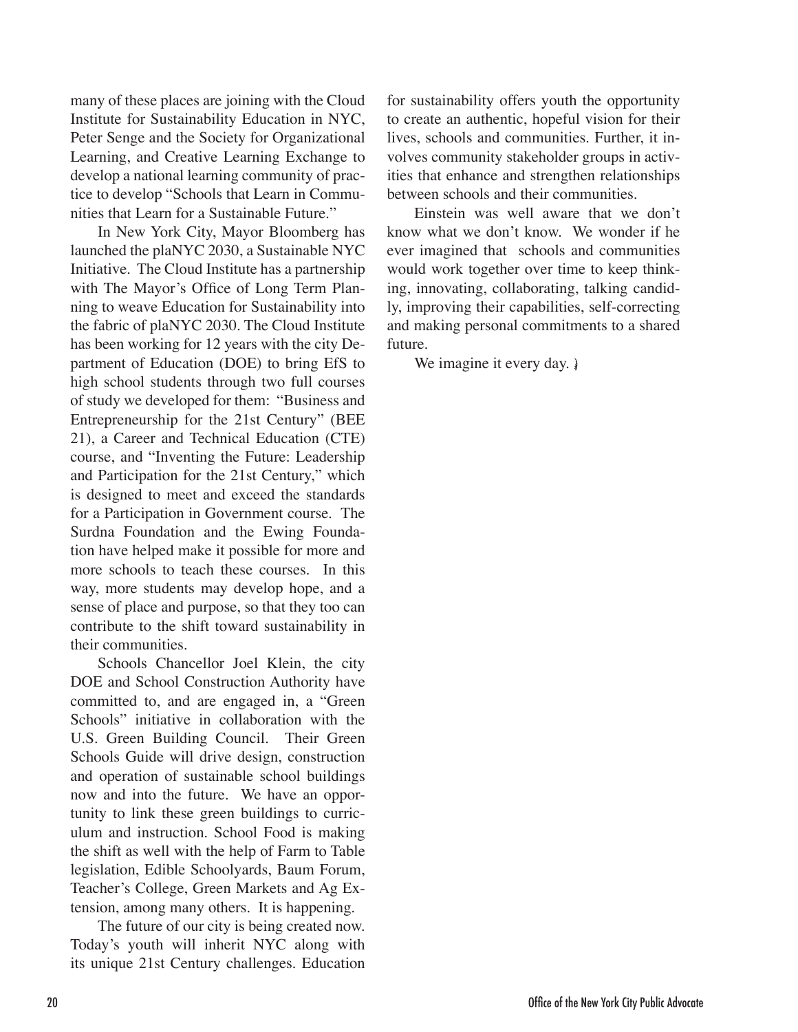many of these places are joining with the Cloud Institute for Sustainability Education in NYC, Peter Senge and the Society for Organizational Learning, and Creative Learning Exchange to develop a national learning community of practice to develop "Schools that Learn in Communities that Learn for a Sustainable Future."

In New York City, Mayor Bloomberg has launched the plaNYC 2030, a Sustainable NYC Initiative. The Cloud Institute has a partnership with The Mayor's Office of Long Term Planning to weave Education for Sustainability into the fabric of plaNYC 2030. The Cloud Institute has been working for 12 years with the city Department of Education (DOE) to bring EfS to high school students through two full courses of study we developed for them: "Business and Entrepreneurship for the 21st Century" (BEE 21), a Career and Technical Education (CTE) course, and "Inventing the Future: Leadership and Participation for the 21st Century," which is designed to meet and exceed the standards for a Participation in Government course. The Surdna Foundation and the Ewing Foundation have helped make it possible for more and more schools to teach these courses. In this way, more students may develop hope, and a sense of place and purpose, so that they too can contribute to the shift toward sustainability in their communities.

Schools Chancellor Joel Klein, the city DOE and School Construction Authority have committed to, and are engaged in, a "Green Schools" initiative in collaboration with the U.S. Green Building Council. Their Green Schools Guide will drive design, construction and operation of sustainable school buildings now and into the future. We have an opportunity to link these green buildings to curriculum and instruction. School Food is making the shift as well with the help of Farm to Table legislation, Edible Schoolyards, Baum Forum, Teacher's College, Green Markets and Ag Extension, among many others. It is happening.

The future of our city is being created now. Today's youth will inherit NYC along with its unique 21st Century challenges. Education for sustainability offers youth the opportunity to create an authentic, hopeful vision for their lives, schools and communities. Further, it involves community stakeholder groups in activities that enhance and strengthen relationships between schools and their communities.

Einstein was well aware that we don't know what we don't know. We wonder if he ever imagined that schools and communities would work together over time to keep thinking, innovating, collaborating, talking candidly, improving their capabilities, self-correcting and making personal commitments to a shared future.

We imagine it every day.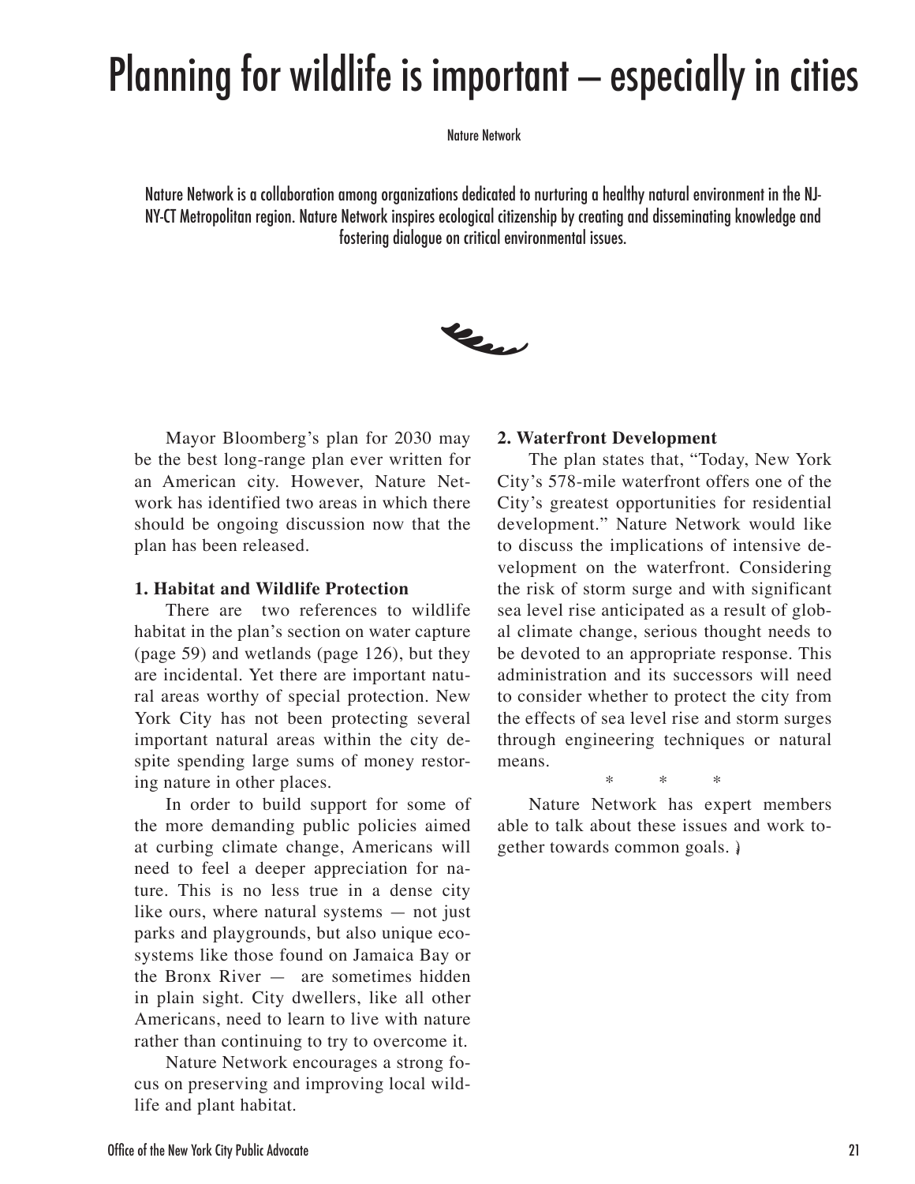# Planning for wildlife is important – especially in cities

Nature Network

Nature Network is a collaboration among organizations dedicated to nurturing a healthy natural environment in the NJ-NY-CT Metropolitan region. Nature Network inspires ecological citizenship by creating and disseminating knowledge and fostering dialogue on critical environmental issues.

Mayor Bloomberg's plan for 2030 may be the best long-range plan ever written for an American city. However, Nature Network has identified two areas in which there should be ongoing discussion now that the plan has been released.

**1. Habitat and Wildlife Protection**

There are two references to wildlife habitat in the plan's section on water capture (page 59) and wetlands (page 126), but they are incidental. Yet there are important natural areas worthy of special protection. New York City has not been protecting several important natural areas within the city despite spending large sums of money restoring nature in other places.

In order to build support for some of the more demanding public policies aimed at curbing climate change, Americans will need to feel a deeper appreciation for nature. This is no less true in a dense city like ours, where natural systems — not just parks and playgrounds, but also unique ecosystems like those found on Jamaica Bay or the Bronx River — are sometimes hidden in plain sight. City dwellers, like all other Americans, need to learn to live with nature rather than continuing to try to overcome it.

Nature Network encourages a strong focus on preserving and improving local wildlife and plant habitat.

**2. Waterfront Development**

The plan states that, "Today, New York City's 578-mile waterfront offers one of the City's greatest opportunities for residential development." Nature Network would like to discuss the implications of intensive development on the waterfront. Considering the risk of storm surge and with significant sea level rise anticipated as a result of global climate change, serious thought needs to be devoted to an appropriate response. This administration and its successors will need to consider whether to protect the city from the effects of sea level rise and storm surges through engineering techniques or natural means.

\*     \*     \*

Nature Network has expert members able to talk about these issues and work together towards common goals.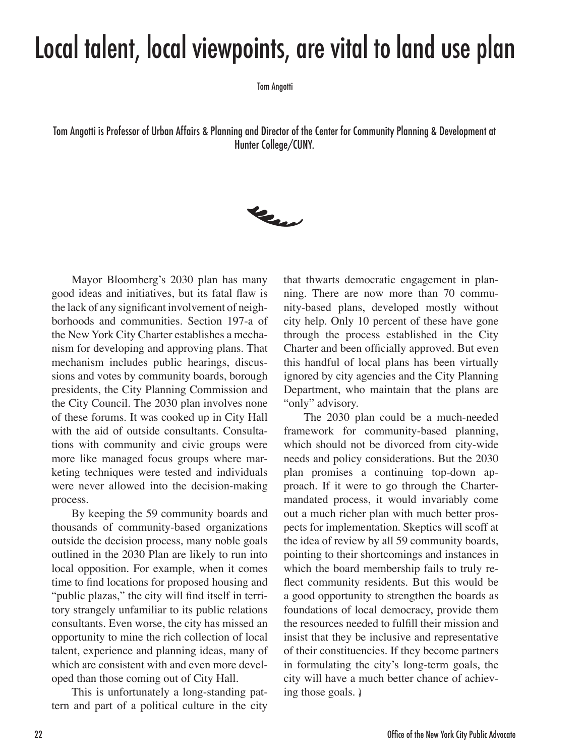# Local talent, local viewpoints, are vital to land use plan

Tom Angotti

Tom Angotti is Professor of Urban Affairs & Planning and Director of the Center for Community Planning & Development at Hunter College/CUNY.

Mayor Bloomberg's 2030 plan has many good ideas and initiatives, but its fatal flaw is the lack of any significant involvement of neighborhoods and communities. Section 197-a of the New York City Charter establishes a mechanism for developing and approving plans. That mechanism includes public hearings, discussions and votes by community boards, borough presidents, the City Planning Commission and the City Council. The 2030 plan involves none of these forums. It was cooked up in City Hall with the aid of outside consultants. Consultations with community and civic groups were more like managed focus groups where marketing techniques were tested and individuals were never allowed into the decision-making process.

By keeping the 59 community boards and thousands of community-based organizations outside the decision process, many noble goals outlined in the 2030 Plan are likely to run into local opposition. For example, when it comes time to find locations for proposed housing and "public plazas," the city will find itself in territory strangely unfamiliar to its public relations consultants. Even worse, the city has missed an opportunity to mine the rich collection of local talent, experience and planning ideas, many of which are consistent with and even more developed than those coming out of City Hall.

This is unfortunately a long-standing pattern and part of a political culture in the city that thwarts democratic engagement in planning. There are now more than 70 community-based plans, developed mostly without city help. Only 10 percent of these have gone through the process established in the City Charter and been officially approved. But even this handful of local plans has been virtually ignored by city agencies and the City Planning Department, who maintain that the plans are "only" advisory.

The 2030 plan could be a much-needed framework for community-based planning, which should not be divorced from city-wide needs and policy considerations. But the 2030 plan promises a continuing top-down approach. If it were to go through the Charter-mandated process, it would invariably come out a much richer plan with much better prospects for implementation. Skeptics will scoff at the idea of review by all 59 community boards, pointing to their shortcomings and instances in which the board membership fails to truly reflect community residents. But this would be a good opportunity to strengthen the boards as foundations of local democracy, provide them the resources needed to fulfill their mission and insist that they be inclusive and representative of their constituencies. If they become partners in formulating the city's long-term goals, the city will have a much better chance of achieving those goals.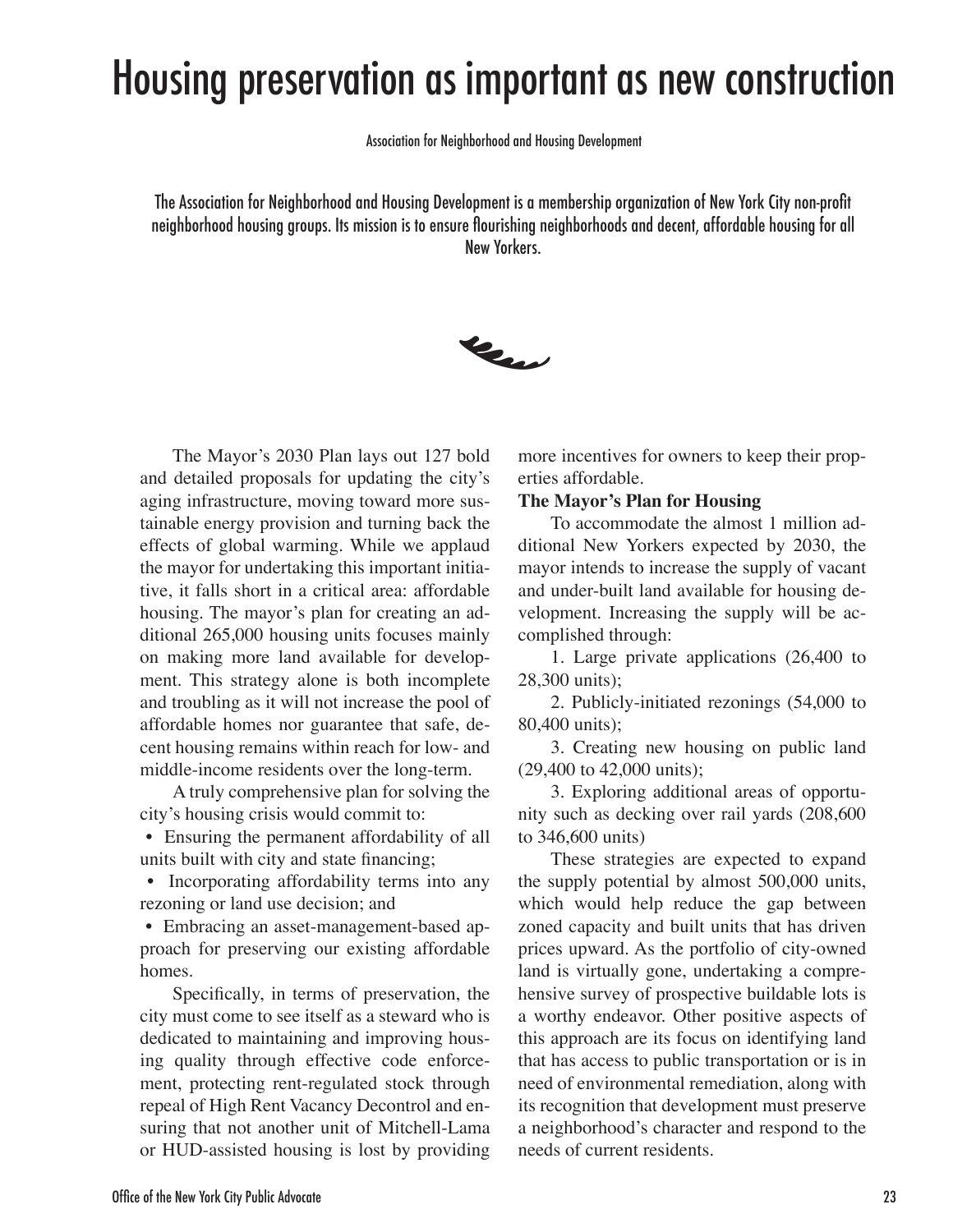# Housing preservation as important as new construction

Association for Neighborhood and Housing Development

The Association for Neighborhood and Housing Development is a membership organization of New York City non-profit neighborhood housing groups. Its mission is to ensure flourishing neighborhoods and decent, affordable housing for all New Yorkers.

The Mayor's 2030 Plan lays out 127 bold and detailed proposals for updating the city's aging infrastructure, moving toward more sustainable energy provision and turning back the effects of global warming. While we applaud the mayor for undertaking this important initiative, it falls short in a critical area: affordable housing. The mayor's plan for creating an additional 265,000 housing units focuses mainly on making more land available for development. This strategy alone is both incomplete and troubling as it will not increase the pool of affordable homes nor guarantee that safe, decent housing remains within reach for low- and middle-income residents over the long-term.

A truly comprehensive plan for solving the city's housing crisis would commit to:

- Ensuring the permanent affordability of all units built with city and state financing;
- Incorporating affordability terms into any rezoning or land use decision; and
- Embracing an asset-management-based approach for preserving our existing affordable homes.

Specifically, in terms of preservation, the city must come to see itself as a steward who is dedicated to maintaining and improving housing quality through effective code enforcement, protecting rent-regulated stock through repeal of High Rent Vacancy Decontrol and ensuring that not another unit of Mitchell-Lama or HUD-assisted housing is lost by providing more incentives for owners to keep their properties affordable.

**The Mayor's Plan for Housing**

To accommodate the almost 1 million additional New Yorkers expected by 2030, the mayor intends to increase the supply of vacant and under-built land available for housing development. Increasing the supply will be accomplished through:

1. Large private applications (26,400 to 28,300 units);

2. Publicly-initiated rezonings (54,000 to 80,400 units);

3. Creating new housing on public land (29,400 to 42,000 units);

3. Exploring additional areas of opportunity such as decking over rail yards (208,600 to 346,600 units)

These strategies are expected to expand the supply potential by almost 500,000 units, which would help reduce the gap between zoned capacity and built units that has driven prices upward. As the portfolio of city-owned land is virtually gone, undertaking a comprehensive survey of prospective buildable lots is a worthy endeavor. Other positive aspects of this approach are its focus on identifying land that has access to public transportation or is in need of environmental remediation, along with its recognition that development must preserve a neighborhood's character and respond to the needs of current residents.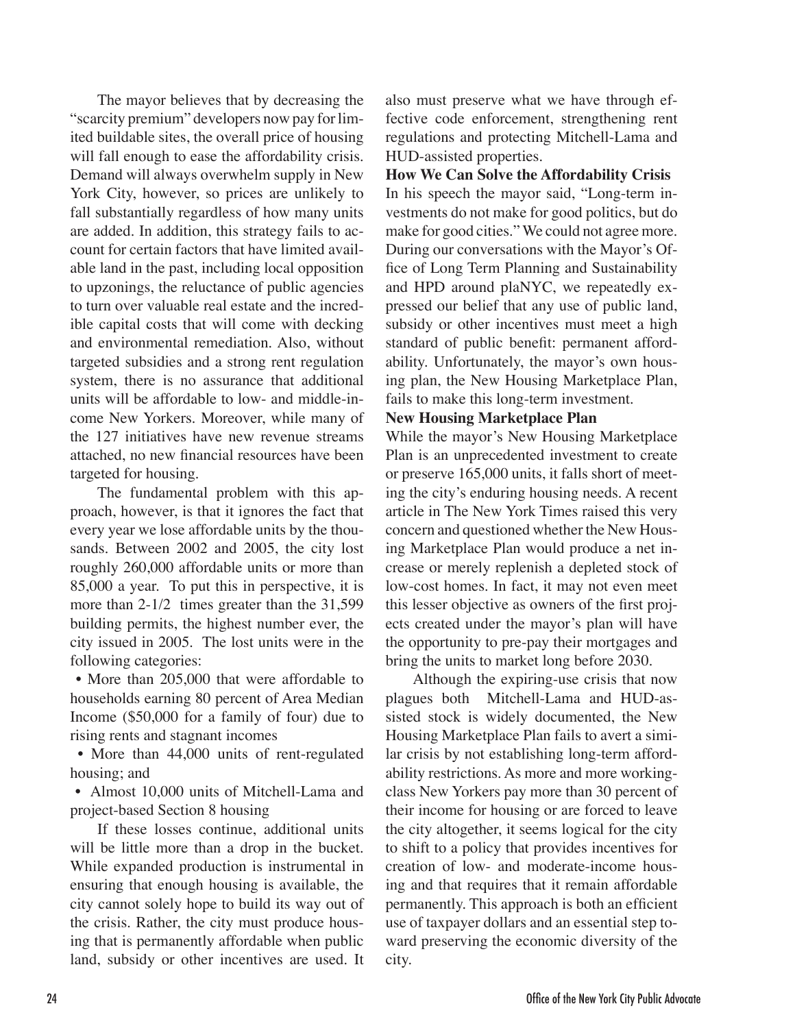The mayor believes that by decreasing the "scarcity premium" developers now pay for limited buildable sites, the overall price of housing will fall enough to ease the affordability crisis. Demand will always overwhelm supply in New York City, however, so prices are unlikely to fall substantially regardless of how many units are added. In addition, this strategy fails to account for certain factors that have limited available land in the past, including local opposition to upzonings, the reluctance of public agencies to turn over valuable real estate and the incredible capital costs that will come with decking and environmental remediation. Also, without targeted subsidies and a strong rent regulation system, there is no assurance that additional units will be affordable to low- and middle-income New Yorkers. Moreover, while many of the 127 initiatives have new revenue streams attached, no new financial resources have been targeted for housing.

The fundamental problem with this approach, however, is that it ignores the fact that every year we lose affordable units by the thousands. Between 2002 and 2005, the city lost roughly 260,000 affordable units or more than 85,000 a year. To put this in perspective, it is more than 2-1/2 times greater than the 31,599 building permits, the highest number ever, the city issued in 2005. The lost units were in the following categories:

- More than 205,000 that were affordable to households earning 80 percent of Area Median Income ($50,000 for a family of four) due to rising rents and stagnant incomes
- More than 44,000 units of rent-regulated housing; and
- Almost 10,000 units of Mitchell-Lama and project-based Section 8 housing

If these losses continue, additional units will be little more than a drop in the bucket. While expanded production is instrumental in ensuring that enough housing is available, the city cannot solely hope to build its way out of the crisis. Rather, the city must produce housing that is permanently affordable when public land, subsidy or other incentives are used. It also must preserve what we have through effective code enforcement, strengthening rent regulations and protecting Mitchell-Lama and HUD-assisted properties.

**How We Can Solve the Affordability Crisis**

In his speech the mayor said, "Long-term investments do not make for good politics, but do make for good cities." We could not agree more. During our conversations with the Mayor's Office of Long Term Planning and Sustainability and HPD around plaNYC, we repeatedly expressed our belief that any use of public land, subsidy or other incentives must meet a high standard of public benefit: permanent affordability. Unfortunately, the mayor's own housing plan, the New Housing Marketplace Plan, fails to make this long-term investment.

**New Housing Marketplace Plan**

While the mayor's New Housing Marketplace Plan is an unprecedented investment to create or preserve 165,000 units, it falls short of meeting the city's enduring housing needs. A recent article in The New York Times raised this very concern and questioned whether the New Housing Marketplace Plan would produce a net increase or merely replenish a depleted stock of low-cost homes. In fact, it may not even meet this lesser objective as owners of the first projects created under the mayor's plan will have the opportunity to pre-pay their mortgages and bring the units to market long before 2030.

Although the expiring-use crisis that now plagues both Mitchell-Lama and HUD-assisted stock is widely documented, the New Housing Marketplace Plan fails to avert a similar crisis by not establishing long-term affordability restrictions. As more and more working-class New Yorkers pay more than 30 percent of their income for housing or are forced to leave the city altogether, it seems logical for the city to shift to a policy that provides incentives for creation of low- and moderate-income housing and that requires that it remain affordable permanently. This approach is both an efficient use of taxpayer dollars and an essential step toward preserving the economic diversity of the city.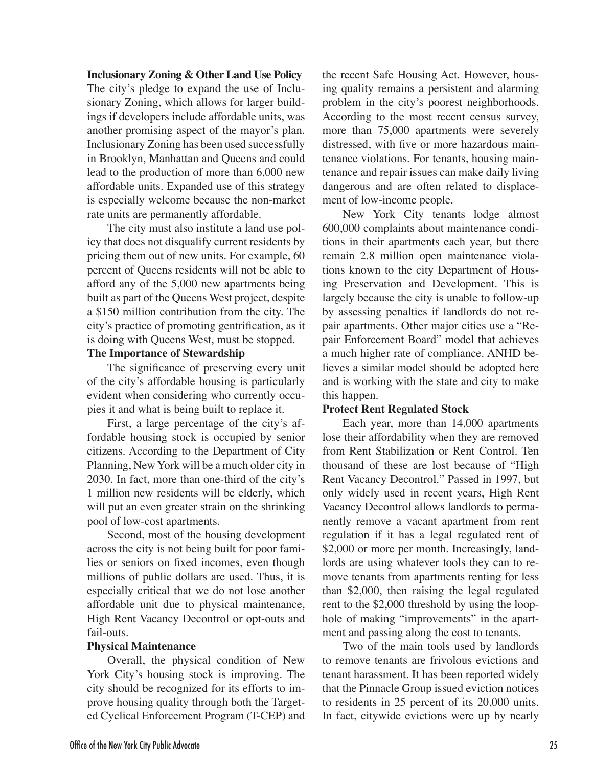### Inclusionary Zoning & Other Land Use Policy

The city's pledge to expand the use of Inclusionary Zoning, which allows for larger buildings if developers include affordable units, was another promising aspect of the mayor's plan. Inclusionary Zoning has been used successfully in Brooklyn, Manhattan and Queens and could lead to the production of more than 6,000 new affordable units. Expanded use of this strategy is especially welcome because the non-market rate units are permanently affordable.

The city must also institute a land use policy that does not disqualify current residents by pricing them out of new units. For example, 60 percent of Queens residents will not be able to afford any of the 5,000 new apartments being built as part of the Queens West project, despite a $150 million contribution from the city. The city's practice of promoting gentrification, as it is doing with Queens West, must be stopped.

### The Importance of Stewardship

The significance of preserving every unit of the city's affordable housing is particularly evident when considering who currently occupies it and what is being built to replace it.

First, a large percentage of the city's affordable housing stock is occupied by senior citizens. According to the Department of City Planning, New York will be a much older city in 2030. In fact, more than one-third of the city's 1 million new residents will be elderly, which will put an even greater strain on the shrinking pool of low-cost apartments.

Second, most of the housing development across the city is not being built for poor families or seniors on fixed incomes, even though millions of public dollars are used. Thus, it is especially critical that we do not lose another affordable unit due to physical maintenance, High Rent Vacancy Decontrol or opt-outs and fail-outs.

### Physical Maintenance

Overall, the physical condition of New York City's housing stock is improving. The city should be recognized for its efforts to improve housing quality through both the Targeted Cyclical Enforcement Program (T-CEP) and the recent Safe Housing Act. However, housing quality remains a persistent and alarming problem in the city's poorest neighborhoods. According to the most recent census survey, more than 75,000 apartments were severely distressed, with five or more hazardous maintenance violations. For tenants, housing maintenance and repair issues can make daily living dangerous and are often related to displacement of low-income people.

New York City tenants lodge almost 600,000 complaints about maintenance conditions in their apartments each year, but there remain 2.8 million open maintenance violations known to the city Department of Housing Preservation and Development. This is largely because the city is unable to follow-up by assessing penalties if landlords do not repair apartments. Other major cities use a "Repair Enforcement Board" model that achieves a much higher rate of compliance. ANHD believes a similar model should be adopted here and is working with the state and city to make this happen.

### Protect Rent Regulated Stock

Each year, more than 14,000 apartments lose their affordability when they are removed from Rent Stabilization or Rent Control. Ten thousand of these are lost because of "High Rent Vacancy Decontrol." Passed in 1997, but only widely used in recent years, High Rent Vacancy Decontrol allows landlords to permanently remove a vacant apartment from rent regulation if it has a legal regulated rent of $2,000 or more per month. Increasingly, landlords are using whatever tools they can to remove tenants from apartments renting for less than $2,000, then raising the legal regulated rent to the $2,000 threshold by using the loophole of making "improvements" in the apartment and passing along the cost to tenants.

Two of the main tools used by landlords to remove tenants are frivolous evictions and tenant harassment. It has been reported widely that the Pinnacle Group issued eviction notices to residents in 25 percent of its 20,000 units. In fact, citywide evictions were up by nearly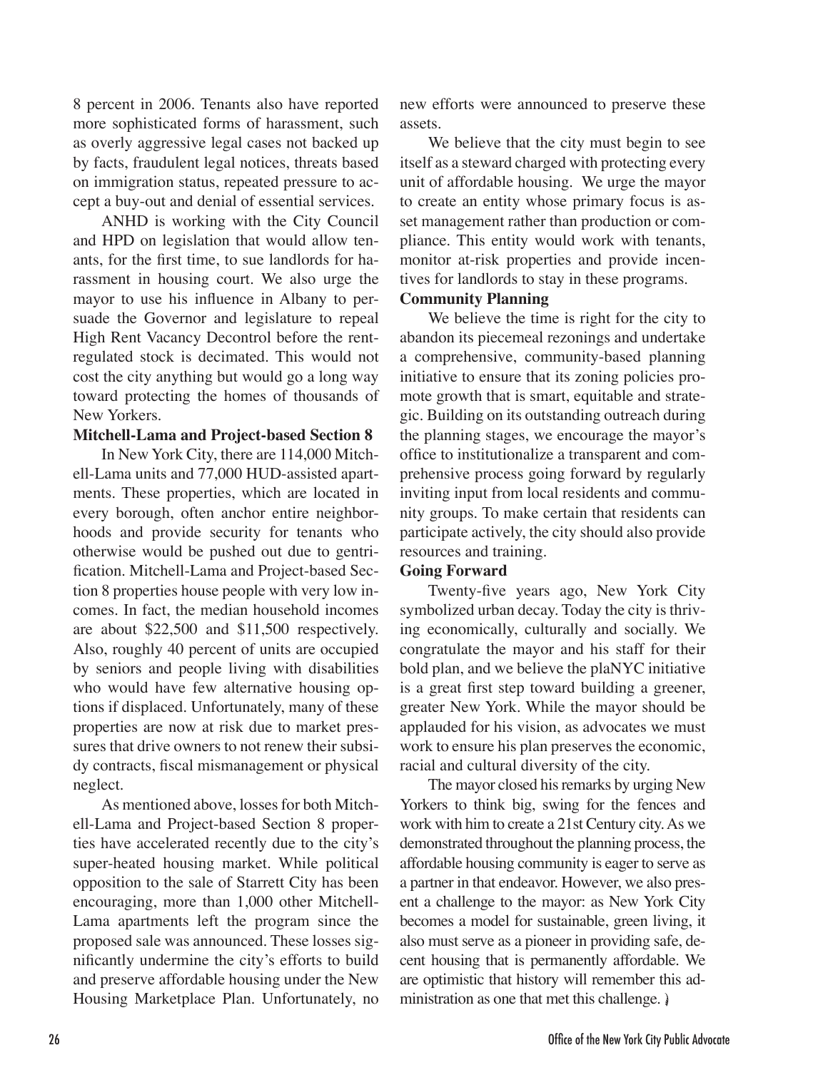8 percent in 2006. Tenants also have reported more sophisticated forms of harassment, such as overly aggressive legal cases not backed up by facts, fraudulent legal notices, threats based on immigration status, repeated pressure to accept a buy-out and denial of essential services.

ANHD is working with the City Council and HPD on legislation that would allow tenants, for the first time, to sue landlords for harassment in housing court. We also urge the mayor to use his influence in Albany to persuade the Governor and legislature to repeal High Rent Vacancy Decontrol before the rent-regulated stock is decimated. This would not cost the city anything but would go a long way toward protecting the homes of thousands of New Yorkers.

**Mitchell-Lama and Project-based Section 8**

In New York City, there are 114,000 Mitchell-Lama units and 77,000 HUD-assisted apartments. These properties, which are located in every borough, often anchor entire neighborhoods and provide security for tenants who otherwise would be pushed out due to gentrification. Mitchell-Lama and Project-based Section 8 properties house people with very low incomes. In fact, the median household incomes are about $22,500 and $11,500 respectively. Also, roughly 40 percent of units are occupied by seniors and people living with disabilities who would have few alternative housing options if displaced. Unfortunately, many of these properties are now at risk due to market pressures that drive owners to not renew their subsidy contracts, fiscal mismanagement or physical neglect.

As mentioned above, losses for both Mitchell-Lama and Project-based Section 8 properties have accelerated recently due to the city's super-heated housing market. While political opposition to the sale of Starrett City has been encouraging, more than 1,000 other Mitchell-Lama apartments left the program since the proposed sale was announced. These losses significantly undermine the city's efforts to build and preserve affordable housing under the New Housing Marketplace Plan. Unfortunately, no new efforts were announced to preserve these assets.

We believe that the city must begin to see itself as a steward charged with protecting every unit of affordable housing. We urge the mayor to create an entity whose primary focus is asset management rather than production or compliance. This entity would work with tenants, monitor at-risk properties and provide incentives for landlords to stay in these programs.

**Community Planning**

We believe the time is right for the city to abandon its piecemeal rezonings and undertake a comprehensive, community-based planning initiative to ensure that its zoning policies promote growth that is smart, equitable and strategic. Building on its outstanding outreach during the planning stages, we encourage the mayor's office to institutionalize a transparent and comprehensive process going forward by regularly inviting input from local residents and community groups. To make certain that residents can participate actively, the city should also provide resources and training.

**Going Forward**

Twenty-five years ago, New York City symbolized urban decay. Today the city is thriving economically, culturally and socially. We congratulate the mayor and his staff for their bold plan, and we believe the plaNYC initiative is a great first step toward building a greener, greater New York. While the mayor should be applauded for his vision, as advocates we must work to ensure his plan preserves the economic, racial and cultural diversity of the city.

The mayor closed his remarks by urging New Yorkers to think big, swing for the fences and work with him to create a 21st Century city. As we demonstrated throughout the planning process, the affordable housing community is eager to serve as a partner in that endeavor. However, we also present a challenge to the mayor: as New York City becomes a model for sustainable, green living, it also must serve as a pioneer in providing safe, decent housing that is permanently affordable. We are optimistic that history will remember this administration as one that met this challenge.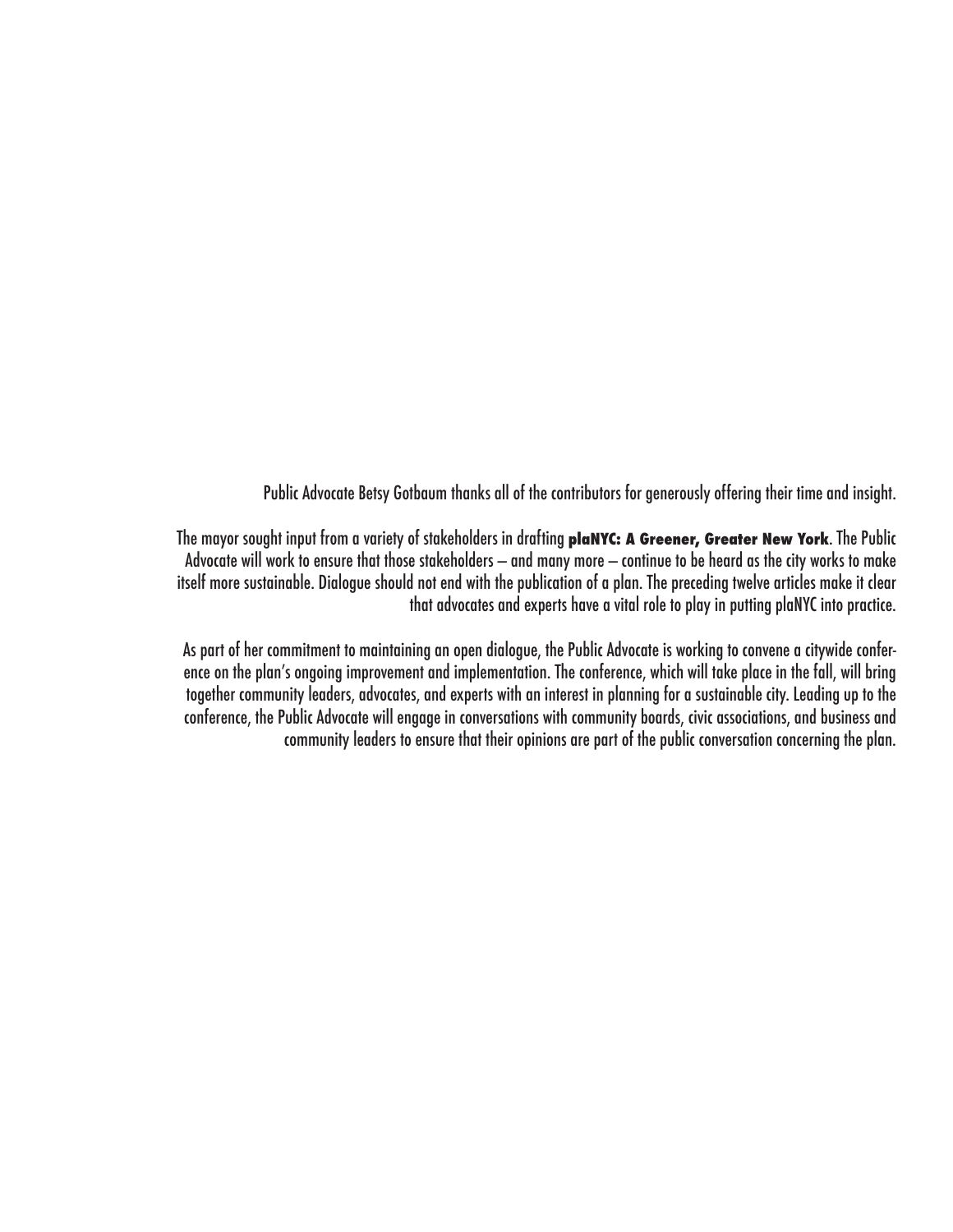Public Advocate Betsy Gotbaum thanks all of the contributors for generously offering their time and insight.

The mayor sought input from a variety of stakeholders in drafting **plaNYC: A Greener, Greater New York**. The Public Advocate will work to ensure that those stakeholders – and many more – continue to be heard as the city works to make itself more sustainable. Dialogue should not end with the publication of a plan. The preceding twelve articles make it clear that advocates and experts have a vital role to play in putting plaNYC into practice.

As part of her commitment to maintaining an open dialogue, the Public Advocate is working to convene a citywide conference on the plan's ongoing improvement and implementation. The conference, which will take place in the fall, will bring together community leaders, advocates, and experts with an interest in planning for a sustainable city. Leading up to the conference, the Public Advocate will engage in conversations with community boards, civic associations, and business and community leaders to ensure that their opinions are part of the public conversation concerning the plan.